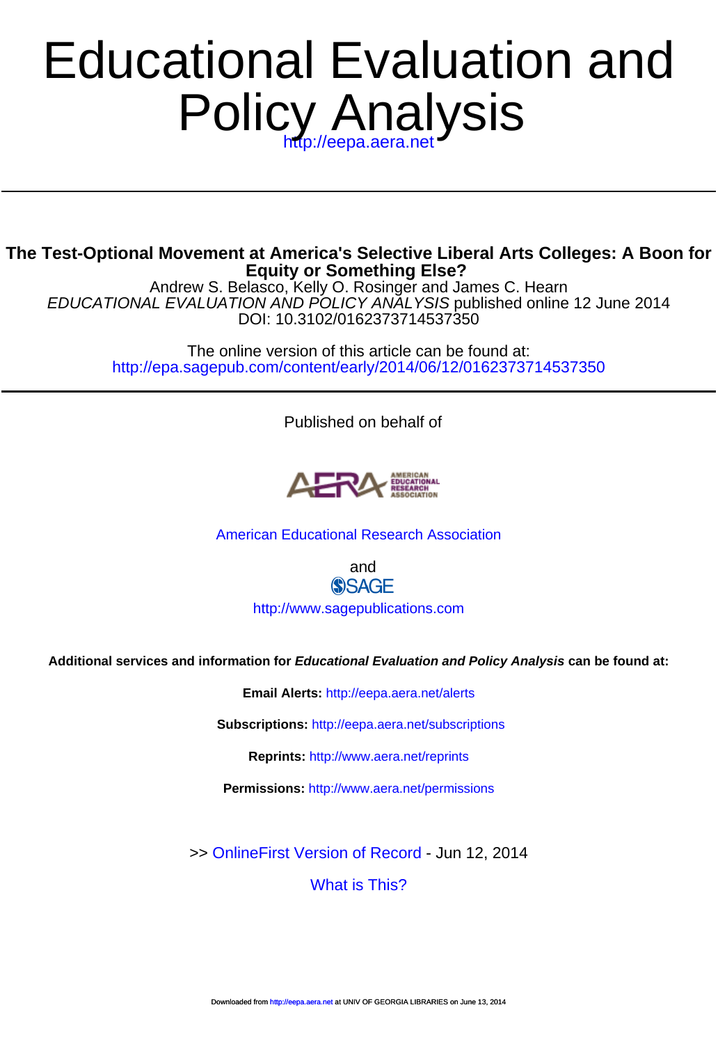# Educational Evaluation and Policy Analysis

http://eepa.aera.net

## The Test-Optional Movement at America's Selective Liberal Arts Colleges: A Boon for Equity or Something Else?

Andrew S. Belasco, Kelly O. Rosinger and James C. Hearn

*EDUCATIONAL EVALUATION AND POLICY ANALYSIS* published online 12 June 2014

DOI: 10.3102/0162373714537350

The online version of this article can be found at:

http://epa.sagepub.com/content/early/2014/06/12/0162373714537350

Published on behalf of

American Educational Research Association

and

SAGE

http://www.sagepublications.com

**Additional services and information for *Educational Evaluation and Policy Analysis* can be found at:**

**Email Alerts:** http://eepa.aera.net/alerts

**Subscriptions:** http://eepa.aera.net/subscriptions

**Reprints:** http://www.aera.net/reprints

**Permissions:** http://www.aera.net/permissions

>> OnlineFirst Version of Record - Jun 12, 2014

What is This?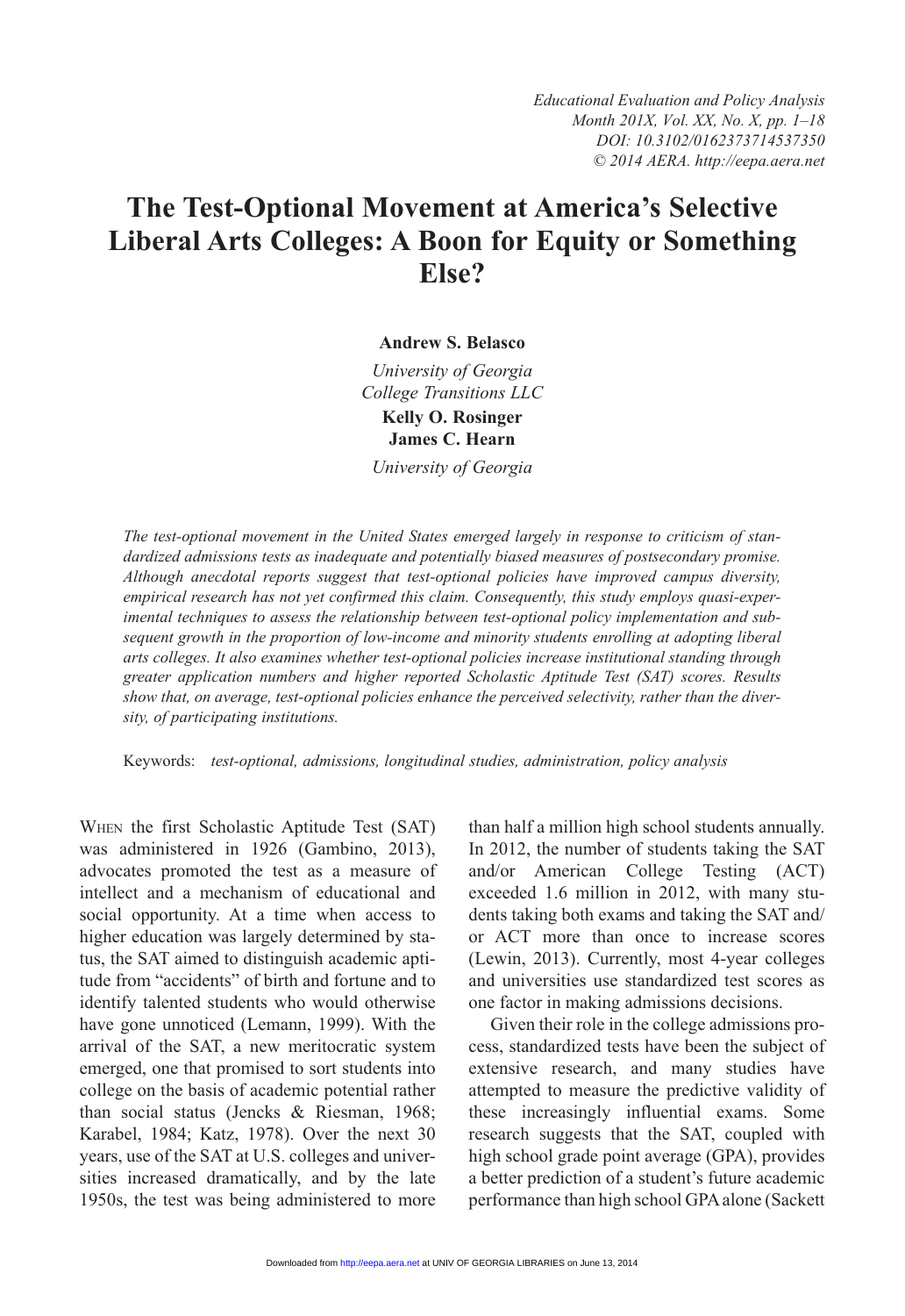# The Test-Optional Movement at America's Selective Liberal Arts Colleges: A Boon for Equity or Something Else?

**Andrew S. Belasco**

*University of Georgia*
*College Transitions LLC*

**Kelly O. Rosinger**
**James C. Hearn**

*University of Georgia*

*The test-optional movement in the United States emerged largely in response to criticism of standardized admissions tests as inadequate and potentially biased measures of postsecondary promise. Although anecdotal reports suggest that test-optional policies have improved campus diversity, empirical research has not yet confirmed this claim. Consequently, this study employs quasi-experimental techniques to assess the relationship between test-optional policy implementation and subsequent growth in the proportion of low-income and minority students enrolling at adopting liberal arts colleges. It also examines whether test-optional policies increase institutional standing through greater application numbers and higher reported Scholastic Aptitude Test (SAT) scores. Results show that, on average, test-optional policies enhance the perceived selectivity, rather than the diversity, of participating institutions.*

Keywords: *test-optional, admissions, longitudinal studies, administration, policy analysis*

When the first Scholastic Aptitude Test (SAT) was administered in 1926 (Gambino, 2013), advocates promoted the test as a measure of intellect and a mechanism of educational and social opportunity. At a time when access to higher education was largely determined by status, the SAT aimed to distinguish academic aptitude from "accidents" of birth and fortune and to identify talented students who would otherwise have gone unnoticed (Lemann, 1999). With the arrival of the SAT, a new meritocratic system emerged, one that promised to sort students into college on the basis of academic potential rather than social status (Jencks & Riesman, 1968; Karabel, 1984; Katz, 1978). Over the next 30 years, use of the SAT at U.S. colleges and universities increased dramatically, and by the late 1950s, the test was being administered to more than half a million high school students annually. In 2012, the number of students taking the SAT and/or American College Testing (ACT) exceeded 1.6 million in 2012, with many students taking both exams and taking the SAT and/or ACT more than once to increase scores (Lewin, 2013). Currently, most 4-year colleges and universities use standardized test scores as one factor in making admissions decisions.

Given their role in the college admissions process, standardized tests have been the subject of extensive research, and many studies have attempted to measure the predictive validity of these increasingly influential exams. Some research suggests that the SAT, coupled with high school grade point average (GPA), provides a better prediction of a student's future academic performance than high school GPA alone (Sackett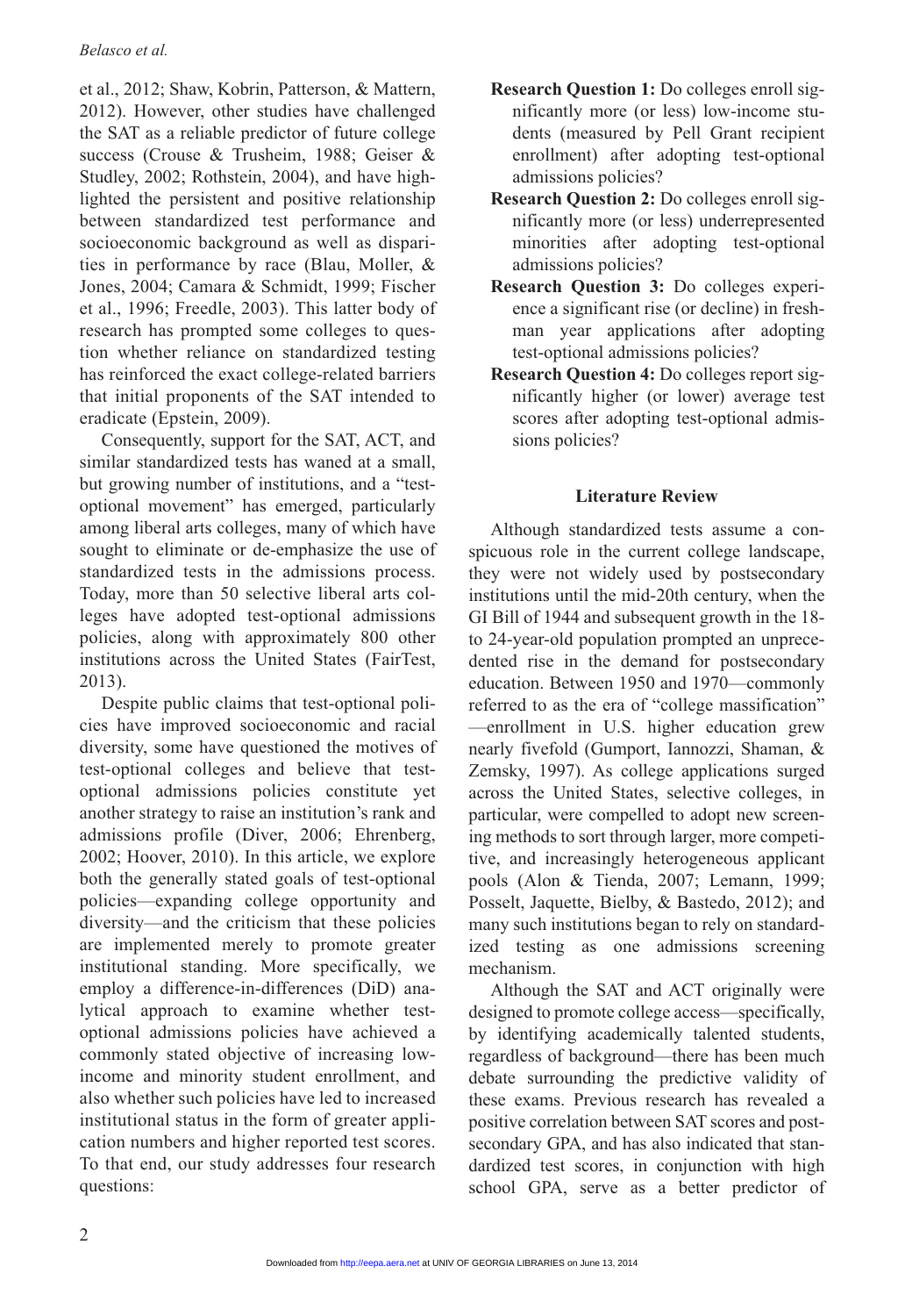et al., 2012; Shaw, Kobrin, Patterson, & Mattern, 2012). However, other studies have challenged the SAT as a reliable predictor of future college success (Crouse & Trusheim, 1988; Geiser & Studley, 2002; Rothstein, 2004), and have highlighted the persistent and positive relationship between standardized test performance and socioeconomic background as well as disparities in performance by race (Blau, Moller, & Jones, 2004; Camara & Schmidt, 1999; Fischer et al., 1996; Freedle, 2003). This latter body of research has prompted some colleges to question whether reliance on standardized testing has reinforced the exact college-related barriers that initial proponents of the SAT intended to eradicate (Epstein, 2009).

Consequently, support for the SAT, ACT, and similar standardized tests has waned at a small, but growing number of institutions, and a "test-optional movement" has emerged, particularly among liberal arts colleges, many of which have sought to eliminate or de-emphasize the use of standardized tests in the admissions process. Today, more than 50 selective liberal arts colleges have adopted test-optional admissions policies, along with approximately 800 other institutions across the United States (FairTest, 2013).

Despite public claims that test-optional policies have improved socioeconomic and racial diversity, some have questioned the motives of test-optional colleges and believe that test-optional admissions policies constitute yet another strategy to raise an institution's rank and admissions profile (Diver, 2006; Ehrenberg, 2002; Hoover, 2010). In this article, we explore both the generally stated goals of test-optional policies—expanding college opportunity and diversity—and the criticism that these policies are implemented merely to promote greater institutional standing. More specifically, we employ a difference-in-differences (DiD) analytical approach to examine whether test-optional admissions policies have achieved a commonly stated objective of increasing low-income and minority student enrollment, and also whether such policies have led to increased institutional status in the form of greater application numbers and higher reported test scores. To that end, our study addresses four research questions:

**Research Question 1:** Do colleges enroll significantly more (or less) low-income students (measured by Pell Grant recipient enrollment) after adopting test-optional admissions policies?

**Research Question 2:** Do colleges enroll significantly more (or less) underrepresented minorities after adopting test-optional admissions policies?

**Research Question 3:** Do colleges experience a significant rise (or decline) in freshman year applications after adopting test-optional admissions policies?

**Research Question 4:** Do colleges report significantly higher (or lower) average test scores after adopting test-optional admissions policies?

## Literature Review

Although standardized tests assume a conspicuous role in the current college landscape, they were not widely used by postsecondary institutions until the mid-20th century, when the GI Bill of 1944 and subsequent growth in the 18- to 24-year-old population prompted an unprecedented rise in the demand for postsecondary education. Between 1950 and 1970—commonly referred to as the era of "college massification"—enrollment in U.S. higher education grew nearly fivefold (Gumport, Iannozzi, Shaman, & Zemsky, 1997). As college applications surged across the United States, selective colleges, in particular, were compelled to adopt new screening methods to sort through larger, more competitive, and increasingly heterogeneous applicant pools (Alon & Tienda, 2007; Lemann, 1999; Posselt, Jaquette, Bielby, & Bastedo, 2012); and many such institutions began to rely on standardized testing as one admissions screening mechanism.

Although the SAT and ACT originally were designed to promote college access—specifically, by identifying academically talented students, regardless of background—there has been much debate surrounding the predictive validity of these exams. Previous research has revealed a positive correlation between SAT scores and postsecondary GPA, and has also indicated that standardized test scores, in conjunction with high school GPA, serve as a better predictor of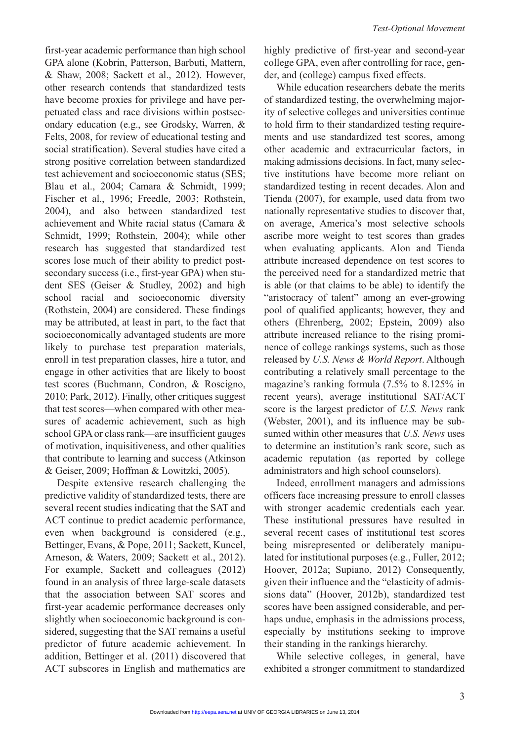first-year academic performance than high school GPA alone (Kobrin, Patterson, Barbuti, Mattern, & Shaw, 2008; Sackett et al., 2012). However, other research contends that standardized tests have become proxies for privilege and have perpetuated class and race divisions within postsecondary education (e.g., see Grodsky, Warren, & Felts, 2008, for review of educational testing and social stratification). Several studies have cited a strong positive correlation between standardized test achievement and socioeconomic status (SES; Blau et al., 2004; Camara & Schmidt, 1999; Fischer et al., 1996; Freedle, 2003; Rothstein, 2004), and also between standardized test achievement and White racial status (Camara & Schmidt, 1999; Rothstein, 2004); while other research has suggested that standardized test scores lose much of their ability to predict postsecondary success (i.e., first-year GPA) when student SES (Geiser & Studley, 2002) and high school racial and socioeconomic diversity (Rothstein, 2004) are considered. These findings may be attributed, at least in part, to the fact that socioeconomically advantaged students are more likely to purchase test preparation materials, enroll in test preparation classes, hire a tutor, and engage in other activities that are likely to boost test scores (Buchmann, Condron, & Roscigno, 2010; Park, 2012). Finally, other critiques suggest that test scores—when compared with other measures of academic achievement, such as high school GPA or class rank—are insufficient gauges of motivation, inquisitiveness, and other qualities that contribute to learning and success (Atkinson & Geiser, 2009; Hoffman & Lowitzki, 2005).

Despite extensive research challenging the predictive validity of standardized tests, there are several recent studies indicating that the SAT and ACT continue to predict academic performance, even when background is considered (e.g., Bettinger, Evans, & Pope, 2011; Sackett, Kuncel, Arneson, & Waters, 2009; Sackett et al., 2012). For example, Sackett and colleagues (2012) found in an analysis of three large-scale datasets that the association between SAT scores and first-year academic performance decreases only slightly when socioeconomic background is considered, suggesting that the SAT remains a useful predictor of future academic achievement. In addition, Bettinger et al. (2011) discovered that ACT subscores in English and mathematics are highly predictive of first-year and second-year college GPA, even after controlling for race, gender, and (college) campus fixed effects.

While education researchers debate the merits of standardized testing, the overwhelming majority of selective colleges and universities continue to hold firm to their standardized testing requirements and use standardized test scores, among other academic and extracurricular factors, in making admissions decisions. In fact, many selective institutions have become more reliant on standardized testing in recent decades. Alon and Tienda (2007), for example, used data from two nationally representative studies to discover that, on average, America's most selective schools ascribe more weight to test scores than grades when evaluating applicants. Alon and Tienda attribute increased dependence on test scores to the perceived need for a standardized metric that is able (or that claims to be able) to identify the "aristocracy of talent" among an ever-growing pool of qualified applicants; however, they and others (Ehrenberg, 2002; Epstein, 2009) also attribute increased reliance to the rising prominence of college rankings systems, such as those released by *U.S. News & World Report*. Although contributing a relatively small percentage to the magazine's ranking formula (7.5% to 8.125% in recent years), average institutional SAT/ACT score is the largest predictor of *U.S. News* rank (Webster, 2001), and its influence may be subsumed within other measures that *U.S. News* uses to determine an institution's rank score, such as academic reputation (as reported by college administrators and high school counselors).

Indeed, enrollment managers and admissions officers face increasing pressure to enroll classes with stronger academic credentials each year. These institutional pressures have resulted in several recent cases of institutional test scores being misrepresented or deliberately manipulated for institutional purposes (e.g., Fuller, 2012; Hoover, 2012a; Supiano, 2012) Consequently, given their influence and the "elasticity of admissions data" (Hoover, 2012b), standardized test scores have been assigned considerable, and perhaps undue, emphasis in the admissions process, especially by institutions seeking to improve their standing in the rankings hierarchy.

While selective colleges, in general, have exhibited a stronger commitment to standardized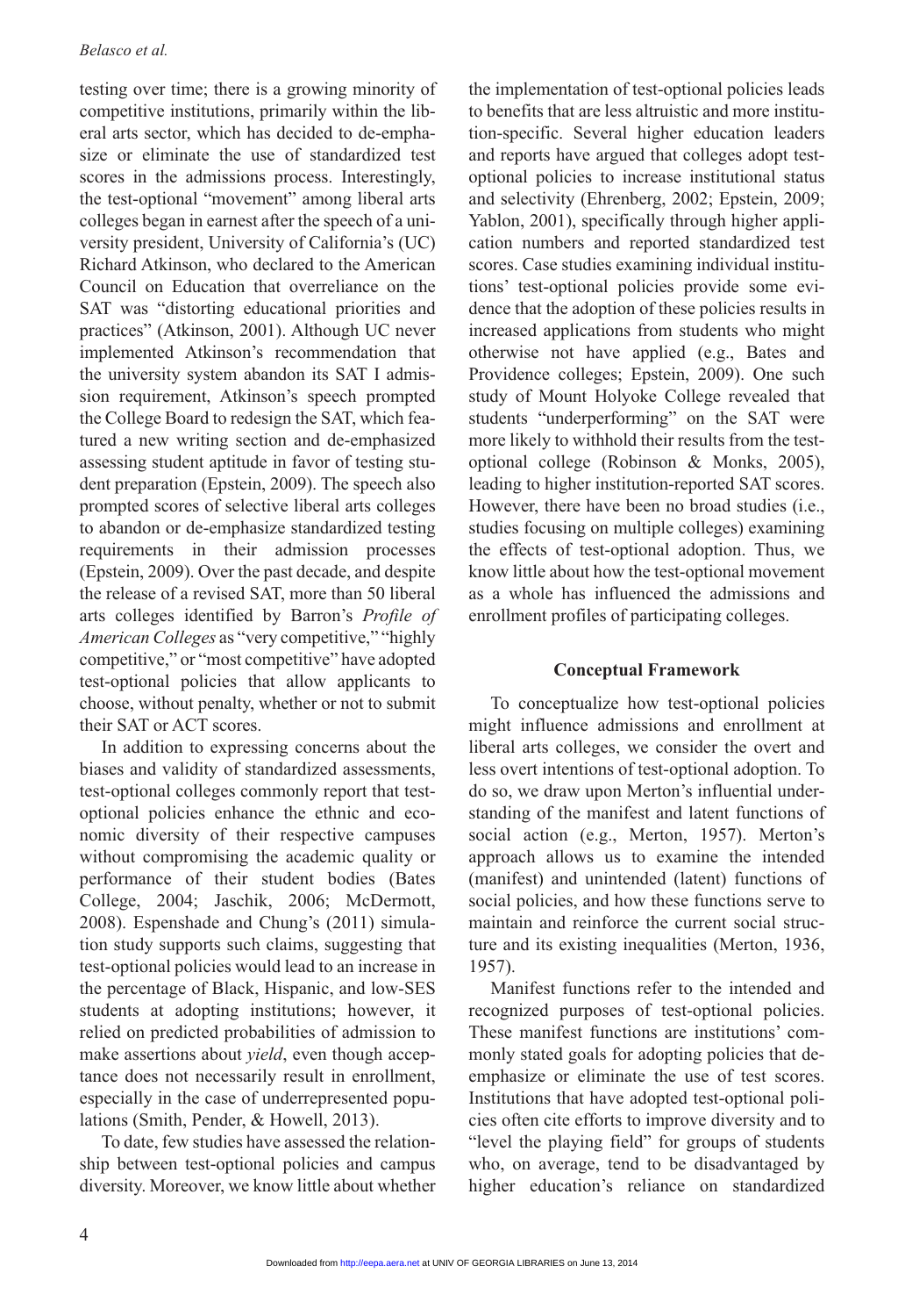testing over time; there is a growing minority of competitive institutions, primarily within the liberal arts sector, which has decided to de-emphasize or eliminate the use of standardized test scores in the admissions process. Interestingly, the test-optional "movement" among liberal arts colleges began in earnest after the speech of a university president, University of California's (UC) Richard Atkinson, who declared to the American Council on Education that overreliance on the SAT was "distorting educational priorities and practices" (Atkinson, 2001). Although UC never implemented Atkinson's recommendation that the university system abandon its SAT I admission requirement, Atkinson's speech prompted the College Board to redesign the SAT, which featured a new writing section and de-emphasized assessing student aptitude in favor of testing student preparation (Epstein, 2009). The speech also prompted scores of selective liberal arts colleges to abandon or de-emphasize standardized testing requirements in their admission processes (Epstein, 2009). Over the past decade, and despite the release of a revised SAT, more than 50 liberal arts colleges identified by Barron's *Profile of American Colleges* as "very competitive," "highly competitive," or "most competitive" have adopted test-optional policies that allow applicants to choose, without penalty, whether or not to submit their SAT or ACT scores.

In addition to expressing concerns about the biases and validity of standardized assessments, test-optional colleges commonly report that test-optional policies enhance the ethnic and economic diversity of their respective campuses without compromising the academic quality or performance of their student bodies (Bates College, 2004; Jaschik, 2006; McDermott, 2008). Espenshade and Chung's (2011) simulation study supports such claims, suggesting that test-optional policies would lead to an increase in the percentage of Black, Hispanic, and low-SES students at adopting institutions; however, it relied on predicted probabilities of admission to make assertions about *yield*, even though acceptance does not necessarily result in enrollment, especially in the case of underrepresented populations (Smith, Pender, & Howell, 2013).

To date, few studies have assessed the relationship between test-optional policies and campus diversity. Moreover, we know little about whether the implementation of test-optional policies leads to benefits that are less altruistic and more institution-specific. Several higher education leaders and reports have argued that colleges adopt test-optional policies to increase institutional status and selectivity (Ehrenberg, 2002; Epstein, 2009; Yablon, 2001), specifically through higher application numbers and reported standardized test scores. Case studies examining individual institutions' test-optional policies provide some evidence that the adoption of these policies results in increased applications from students who might otherwise not have applied (e.g., Bates and Providence colleges; Epstein, 2009). One such study of Mount Holyoke College revealed that students "underperforming" on the SAT were more likely to withhold their results from the test-optional college (Robinson & Monks, 2005), leading to higher institution-reported SAT scores. However, there have been no broad studies (i.e., studies focusing on multiple colleges) examining the effects of test-optional adoption. Thus, we know little about how the test-optional movement as a whole has influenced the admissions and enrollment profiles of participating colleges.

## Conceptual Framework

To conceptualize how test-optional policies might influence admissions and enrollment at liberal arts colleges, we consider the overt and less overt intentions of test-optional adoption. To do so, we draw upon Merton's influential understanding of the manifest and latent functions of social action (e.g., Merton, 1957). Merton's approach allows us to examine the intended (manifest) and unintended (latent) functions of social policies, and how these functions serve to maintain and reinforce the current social structure and its existing inequalities (Merton, 1936, 1957).

Manifest functions refer to the intended and recognized purposes of test-optional policies. These manifest functions are institutions' commonly stated goals for adopting policies that de-emphasize or eliminate the use of test scores. Institutions that have adopted test-optional policies often cite efforts to improve diversity and to "level the playing field" for groups of students who, on average, tend to be disadvantaged by higher education's reliance on standardized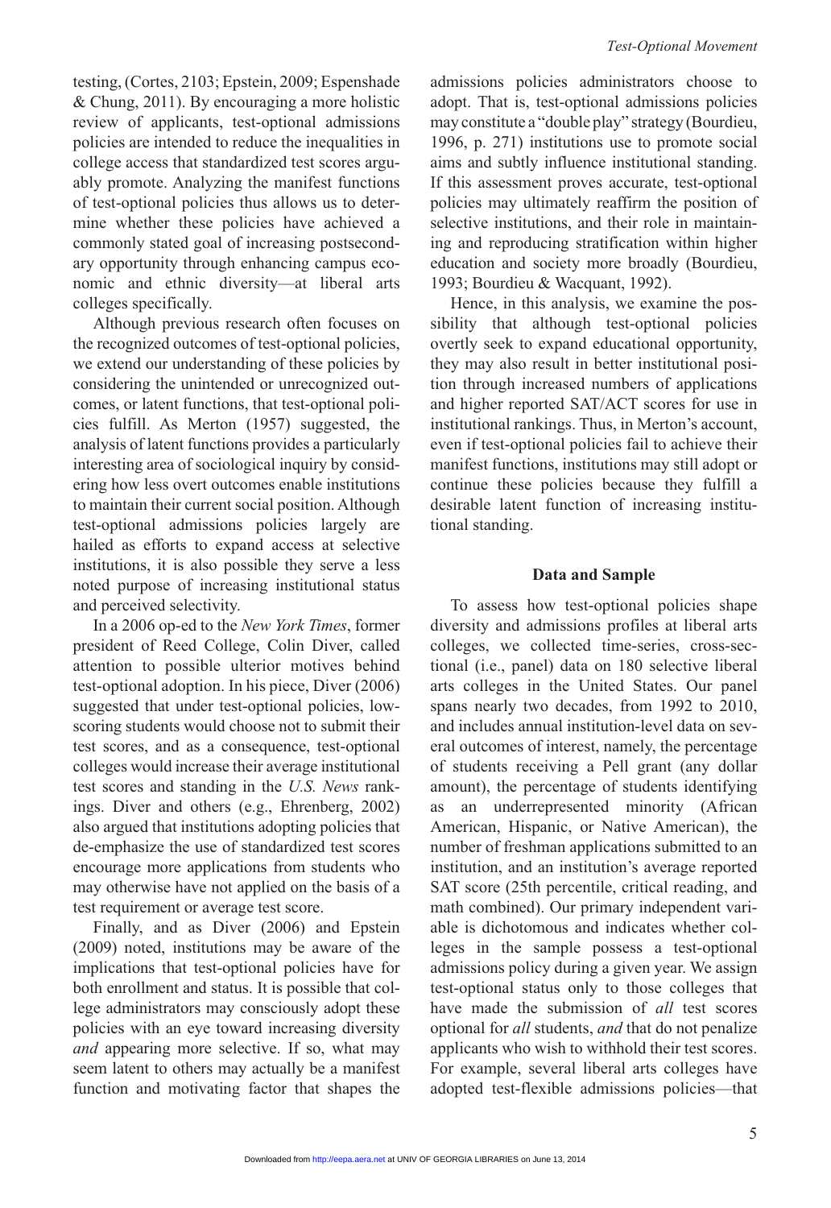testing, (Cortes, 2103; Epstein, 2009; Espenshade & Chung, 2011). By encouraging a more holistic review of applicants, test-optional admissions policies are intended to reduce the inequalities in college access that standardized test scores arguably promote. Analyzing the manifest functions of test-optional policies thus allows us to determine whether these policies have achieved a commonly stated goal of increasing postsecondary opportunity through enhancing campus economic and ethnic diversity—at liberal arts colleges specifically.

Although previous research often focuses on the recognized outcomes of test-optional policies, we extend our understanding of these policies by considering the unintended or unrecognized outcomes, or latent functions, that test-optional policies fulfill. As Merton (1957) suggested, the analysis of latent functions provides a particularly interesting area of sociological inquiry by considering how less overt outcomes enable institutions to maintain their current social position. Although test-optional admissions policies largely are hailed as efforts to expand access at selective institutions, it is also possible they serve a less noted purpose of increasing institutional status and perceived selectivity.

In a 2006 op-ed to the *New York Times*, former president of Reed College, Colin Diver, called attention to possible ulterior motives behind test-optional adoption. In his piece, Diver (2006) suggested that under test-optional policies, low-scoring students would choose not to submit their test scores, and as a consequence, test-optional colleges would increase their average institutional test scores and standing in the *U.S. News* rankings. Diver and others (e.g., Ehrenberg, 2002) also argued that institutions adopting policies that de-emphasize the use of standardized test scores encourage more applications from students who may otherwise have not applied on the basis of a test requirement or average test score.

Finally, and as Diver (2006) and Epstein (2009) noted, institutions may be aware of the implications that test-optional policies have for both enrollment and status. It is possible that college administrators may consciously adopt these policies with an eye toward increasing diversity *and* appearing more selective. If so, what may seem latent to others may actually be a manifest function and motivating factor that shapes the admissions policies administrators choose to adopt. That is, test-optional admissions policies may constitute a "double play" strategy (Bourdieu, 1996, p. 271) institutions use to promote social aims and subtly influence institutional standing. If this assessment proves accurate, test-optional policies may ultimately reaffirm the position of selective institutions, and their role in maintaining and reproducing stratification within higher education and society more broadly (Bourdieu, 1993; Bourdieu & Wacquant, 1992).

Hence, in this analysis, we examine the possibility that although test-optional policies overtly seek to expand educational opportunity, they may also result in better institutional position through increased numbers of applications and higher reported SAT/ACT scores for use in institutional rankings. Thus, in Merton's account, even if test-optional policies fail to achieve their manifest functions, institutions may still adopt or continue these policies because they fulfill a desirable latent function of increasing institutional standing.

## Data and Sample

To assess how test-optional policies shape diversity and admissions profiles at liberal arts colleges, we collected time-series, cross-sectional (i.e., panel) data on 180 selective liberal arts colleges in the United States. Our panel spans nearly two decades, from 1992 to 2010, and includes annual institution-level data on several outcomes of interest, namely, the percentage of students receiving a Pell grant (any dollar amount), the percentage of students identifying as an underrepresented minority (African American, Hispanic, or Native American), the number of freshman applications submitted to an institution, and an institution's average reported SAT score (25th percentile, critical reading, and math combined). Our primary independent variable is dichotomous and indicates whether colleges in the sample possess a test-optional admissions policy during a given year. We assign test-optional status only to those colleges that have made the submission of *all* test scores optional for *all* students, *and* that do not penalize applicants who wish to withhold their test scores. For example, several liberal arts colleges have adopted test-flexible admissions policies—that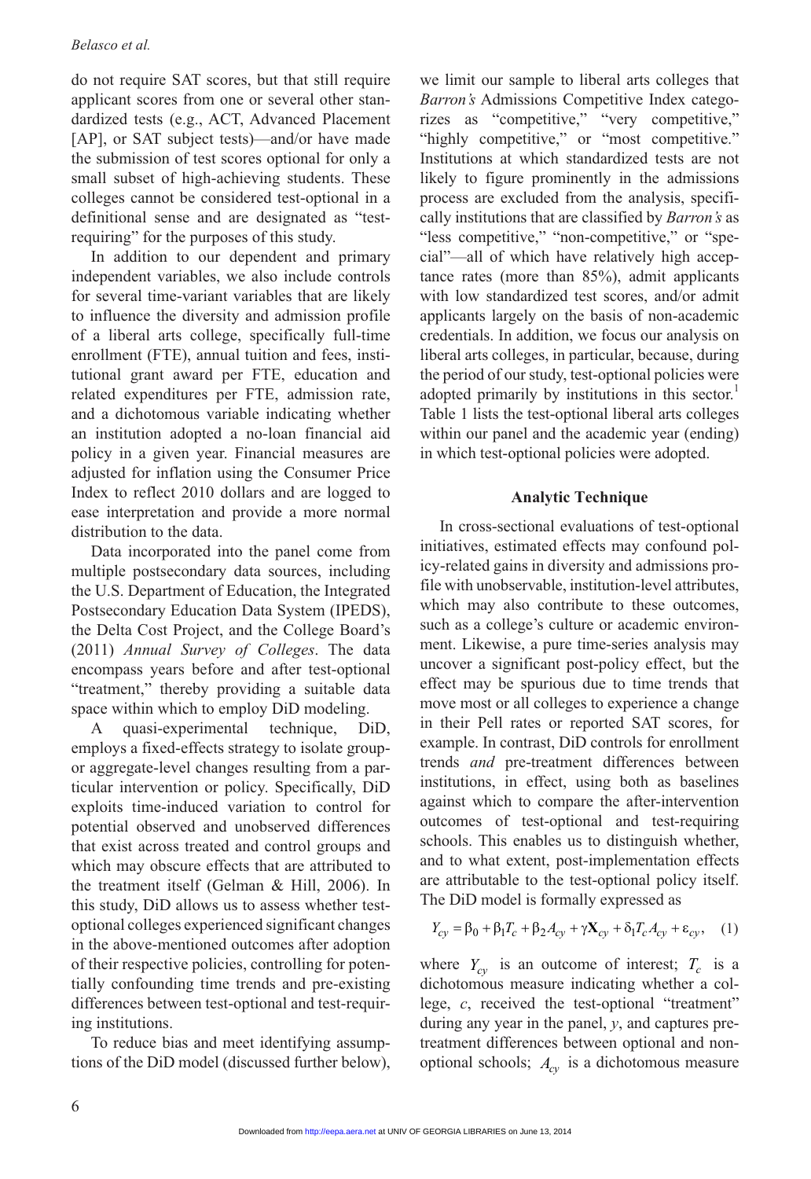do not require SAT scores, but that still require applicant scores from one or several other standardized tests (e.g., ACT, Advanced Placement [AP], or SAT subject tests)—and/or have made the submission of test scores optional for only a small subset of high-achieving students. These colleges cannot be considered test-optional in a definitional sense and are designated as "test-requiring" for the purposes of this study.

In addition to our dependent and primary independent variables, we also include controls for several time-variant variables that are likely to influence the diversity and admission profile of a liberal arts college, specifically full-time enrollment (FTE), annual tuition and fees, institutional grant award per FTE, education and related expenditures per FTE, admission rate, and a dichotomous variable indicating whether an institution adopted a no-loan financial aid policy in a given year. Financial measures are adjusted for inflation using the Consumer Price Index to reflect 2010 dollars and are logged to ease interpretation and provide a more normal distribution to the data.

Data incorporated into the panel come from multiple postsecondary data sources, including the U.S. Department of Education, the Integrated Postsecondary Education Data System (IPEDS), the Delta Cost Project, and the College Board's (2011) *Annual Survey of Colleges*. The data encompass years before and after test-optional "treatment," thereby providing a suitable data space within which to employ DiD modeling.

A quasi-experimental technique, DiD, employs a fixed-effects strategy to isolate group- or aggregate-level changes resulting from a particular intervention or policy. Specifically, DiD exploits time-induced variation to control for potential observed and unobserved differences that exist across treated and control groups and which may obscure effects that are attributed to the treatment itself (Gelman & Hill, 2006). In this study, DiD allows us to assess whether test-optional colleges experienced significant changes in the above-mentioned outcomes after adoption of their respective policies, controlling for potentially confounding time trends and pre-existing differences between test-optional and test-requiring institutions.

To reduce bias and meet identifying assumptions of the DiD model (discussed further below), we limit our sample to liberal arts colleges that *Barron's* Admissions Competitive Index categorizes as "competitive," "very competitive," "highly competitive," or "most competitive." Institutions at which standardized tests are not likely to figure prominently in the admissions process are excluded from the analysis, specifically institutions that are classified by *Barron's* as "less competitive," "non-competitive," or "special"—all of which have relatively high acceptance rates (more than 85%), admit applicants with low standardized test scores, and/or admit applicants largely on the basis of non-academic credentials. In addition, we focus our analysis on liberal arts colleges, in particular, because, during the period of our study, test-optional policies were adopted primarily by institutions in this sector.[1] Table 1 lists the test-optional liberal arts colleges within our panel and the academic year (ending) in which test-optional policies were adopted.

## Analytic Technique

In cross-sectional evaluations of test-optional initiatives, estimated effects may confound policy-related gains in diversity and admissions profile with unobservable, institution-level attributes, which may also contribute to these outcomes, such as a college's culture or academic environment. Likewise, a pure time-series analysis may uncover a significant post-policy effect, but the effect may be spurious due to time trends that move most or all colleges to experience a change in their Pell rates or reported SAT scores, for example. In contrast, DiD controls for enrollment trends *and* pre-treatment differences between institutions, in effect, using both as baselines against which to compare the after-intervention outcomes of test-optional and test-requiring schools. This enables us to distinguish whether, and to what extent, post-implementation effects are attributable to the test-optional policy itself. The DiD model is formally expressed as

$$Y_{cy} = \beta_0 + \beta_1 T_c + \beta_2 A_{cy} + \gamma \mathbf{X}_{cy} + \delta_1 T_c A_{cy} + \varepsilon_{cy}, \quad (1)$$

where $Y_{cy}$ is an outcome of interest; $T_c$ is a dichotomous measure indicating whether a college, $c$, received the test-optional "treatment" during any year in the panel, $y$, and captures pre-treatment differences between optional and non-optional schools; $A_{cy}$ is a dichotomous measure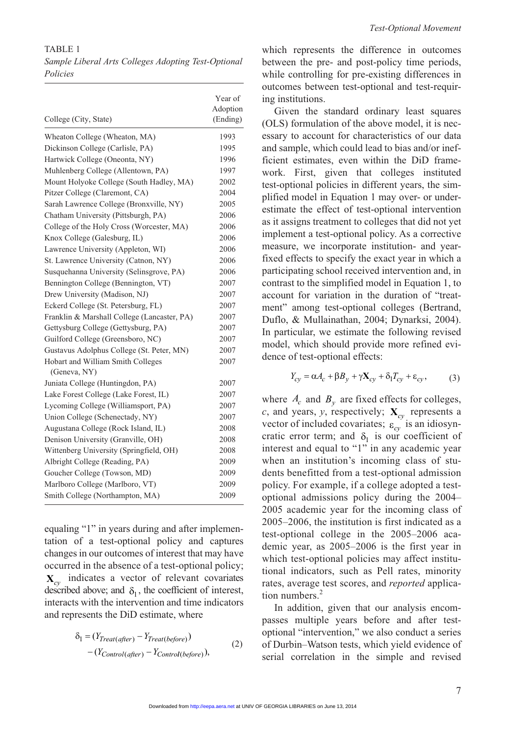TABLE 1

*Sample Liberal Arts Colleges Adopting Test-Optional Policies*

| College (City, State) | Year of Adoption (Ending) |
|---|---|
| Wheaton College (Wheaton, MA) | 1993 |
| Dickinson College (Carlisle, PA) | 1995 |
| Hartwick College (Oneonta, NY) | 1996 |
| Muhlenberg College (Allentown, PA) | 1997 |
| Mount Holyoke College (South Hadley, MA) | 2002 |
| Pitzer College (Claremont, CA) | 2004 |
| Sarah Lawrence College (Bronxville, NY) | 2005 |
| Chatham University (Pittsburgh, PA) | 2006 |
| College of the Holy Cross (Worcester, MA) | 2006 |
| Knox College (Galesburg, IL) | 2006 |
| Lawrence University (Appleton, WI) | 2006 |
| St. Lawrence University (Catnon, NY) | 2006 |
| Susquehanna University (Selinsgrove, PA) | 2006 |
| Bennington College (Bennington, VT) | 2007 |
| Drew University (Madison, NJ) | 2007 |
| Eckerd College (St. Petersburg, FL) | 2007 |
| Franklin & Marshall College (Lancaster, PA) | 2007 |
| Gettysburg College (Gettysburg, PA) | 2007 |
| Guilford College (Greensboro, NC) | 2007 |
| Gustavus Adolphus College (St. Peter, MN) | 2007 |
| Hobart and William Smith Colleges (Geneva, NY) | 2007 |
| Juniata College (Huntingdon, PA) | 2007 |
| Lake Forest College (Lake Forest, IL) | 2007 |
| Lycoming College (Williamsport, PA) | 2007 |
| Union College (Schenectady, NY) | 2007 |
| Augustana College (Rock Island, IL) | 2008 |
| Denison University (Granville, OH) | 2008 |
| Wittenberg University (Springfield, OH) | 2008 |
| Albright College (Reading, PA) | 2009 |
| Goucher College (Towson, MD) | 2009 |
| Marlboro College (Marlboro, VT) | 2009 |
| Smith College (Northampton, MA) | 2009 |

equaling "1" in years during and after implementation of a test-optional policy and captures changes in our outcomes of interest that may have occurred in the absence of a test-optional policy; $\mathbf{X}_{cy}$ indicates a vector of relevant covariates described above; and $\delta_1$, the coefficient of interest, interacts with the intervention and time indicators and represents the DiD estimate, where

$$\delta_1 = (Y_{Treat(after)} - Y_{Treat(before)}) - (Y_{Control(after)} - Y_{Control(before)}), \quad (2)$$

which represents the difference in outcomes between the pre- and post-policy time periods, while controlling for pre-existing differences in outcomes between test-optional and test-requiring institutions.

Given the standard ordinary least squares (OLS) formulation of the above model, it is necessary to account for characteristics of our data and sample, which could lead to bias and/or inefficient estimates, even within the DiD framework. First, given that colleges instituted test-optional policies in different years, the simplified model in Equation 1 may over- or underestimate the effect of test-optional intervention as it assigns treatment to colleges that did not yet implement a test-optional policy. As a corrective measure, we incorporate institution- and year-fixed effects to specify the exact year in which a participating school received intervention and, in contrast to the simplified model in Equation 1, to account for variation in the duration of "treatment" among test-optional colleges (Bertrand, Duflo, & Mullainathan, 2004; Dynarksi, 2004). In particular, we estimate the following revised model, which should provide more refined evidence of test-optional effects:

$$Y_{cy} = \alpha A_c + \beta B_y + \gamma \mathbf{X}_{cy} + \delta_1 T_{cy} + \varepsilon_{cy}, \quad (3)$$

where $A_c$ and $B_y$ are fixed effects for colleges, $c$, and years, $y$, respectively; $\mathbf{X}_{cy}$ represents a vector of included covariates; $\varepsilon_{cy}$ is an idiosyncratic error term; and $\delta_1$ is our coefficient of interest and equal to "1" in any academic year when an institution's incoming class of students benefitted from a test-optional admission policy. For example, if a college adopted a test-optional admissions policy during the 2004–2005 academic year for the incoming class of 2005–2006, the institution is first indicated as a test-optional college in the 2005–2006 academic year, as 2005–2006 is the first year in which test-optional policies may affect institutional indicators, such as Pell rates, minority rates, average test scores, and *reported* application numbers.[2]

In addition, given that our analysis encompasses multiple years before and after test-optional "intervention," we also conduct a series of Durbin–Watson tests, which yield evidence of serial correlation in the simple and revised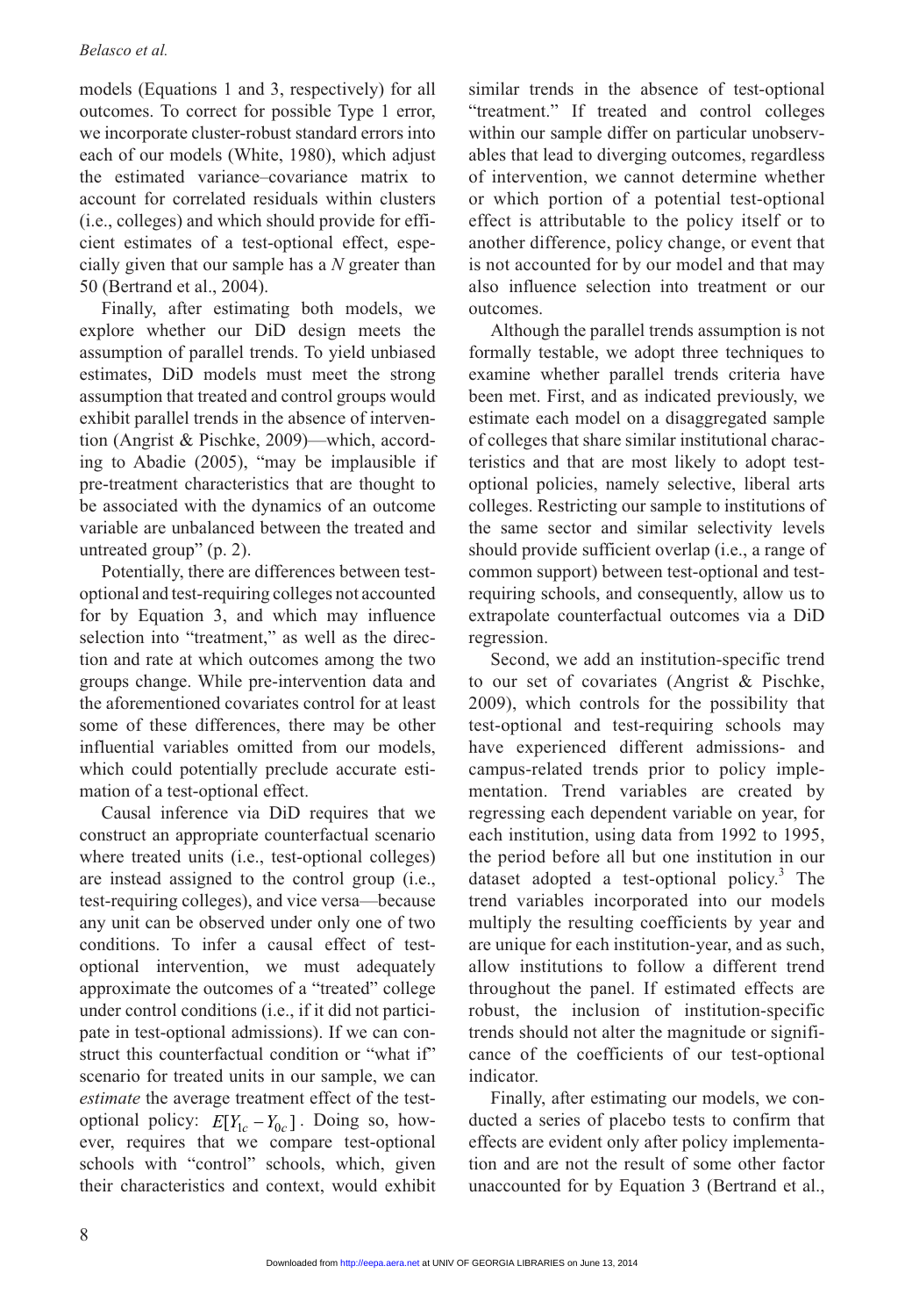models (Equations 1 and 3, respectively) for all outcomes. To correct for possible Type 1 error, we incorporate cluster-robust standard errors into each of our models (White, 1980), which adjust the estimated variance–covariance matrix to account for correlated residuals within clusters (i.e., colleges) and which should provide for efficient estimates of a test-optional effect, especially given that our sample has a *N* greater than 50 (Bertrand et al., 2004).

Finally, after estimating both models, we explore whether our DiD design meets the assumption of parallel trends. To yield unbiased estimates, DiD models must meet the strong assumption that treated and control groups would exhibit parallel trends in the absence of intervention (Angrist & Pischke, 2009)—which, according to Abadie (2005), "may be implausible if pre-treatment characteristics that are thought to be associated with the dynamics of an outcome variable are unbalanced between the treated and untreated group" (p. 2).

Potentially, there are differences between test-optional and test-requiring colleges not accounted for by Equation 3, and which may influence selection into "treatment," as well as the direction and rate at which outcomes among the two groups change. While pre-intervention data and the aforementioned covariates control for at least some of these differences, there may be other influential variables omitted from our models, which could potentially preclude accurate estimation of a test-optional effect.

Causal inference via DiD requires that we construct an appropriate counterfactual scenario where treated units (i.e., test-optional colleges) are instead assigned to the control group (i.e., test-requiring colleges), and vice versa—because any unit can be observed under only one of two conditions. To infer a causal effect of test-optional intervention, we must adequately approximate the outcomes of a "treated" college under control conditions (i.e., if it did not participate in test-optional admissions). If we can construct this counterfactual condition or "what if" scenario for treated units in our sample, we can *estimate* the average treatment effect of the test-optional policy: $E[Y_{1c} - Y_{0c}]$. Doing so, however, requires that we compare test-optional schools with "control" schools, which, given their characteristics and context, would exhibit similar trends in the absence of test-optional "treatment." If treated and control colleges within our sample differ on particular unobservables that lead to diverging outcomes, regardless of intervention, we cannot determine whether or which portion of a potential test-optional effect is attributable to the policy itself or to another difference, policy change, or event that is not accounted for by our model and that may also influence selection into treatment or our outcomes.

Although the parallel trends assumption is not formally testable, we adopt three techniques to examine whether parallel trends criteria have been met. First, and as indicated previously, we estimate each model on a disaggregated sample of colleges that share similar institutional characteristics and that are most likely to adopt test-optional policies, namely selective, liberal arts colleges. Restricting our sample to institutions of the same sector and similar selectivity levels should provide sufficient overlap (i.e., a range of common support) between test-optional and test-requiring schools, and consequently, allow us to extrapolate counterfactual outcomes via a DiD regression.

Second, we add an institution-specific trend to our set of covariates (Angrist & Pischke, 2009), which controls for the possibility that test-optional and test-requiring schools may have experienced different admissions- and campus-related trends prior to policy implementation. Trend variables are created by regressing each dependent variable on year, for each institution, using data from 1992 to 1995, the period before all but one institution in our dataset adopted a test-optional policy.[3] The trend variables incorporated into our models multiply the resulting coefficients by year and are unique for each institution-year, and as such, allow institutions to follow a different trend throughout the panel. If estimated effects are robust, the inclusion of institution-specific trends should not alter the magnitude or significance of the coefficients of our test-optional indicator.

Finally, after estimating our models, we conducted a series of placebo tests to confirm that effects are evident only after policy implementation and are not the result of some other factor unaccounted for by Equation 3 (Bertrand et al.,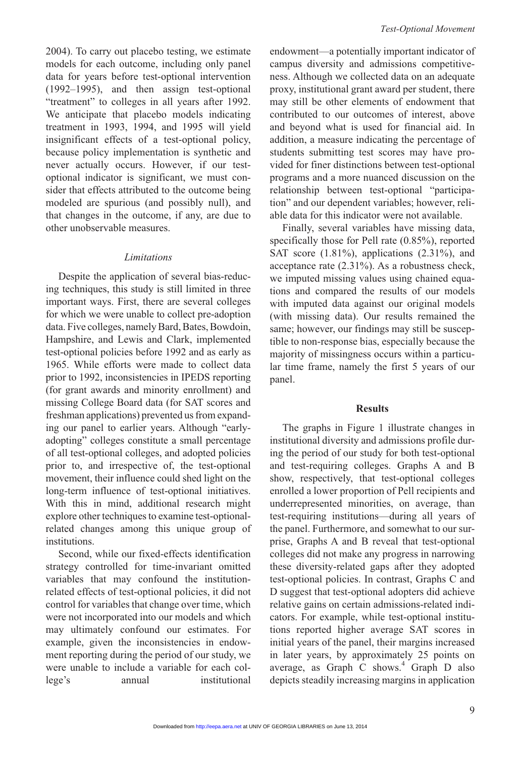2004). To carry out placebo testing, we estimate models for each outcome, including only panel data for years before test-optional intervention (1992–1995), and then assign test-optional "treatment" to colleges in all years after 1992. We anticipate that placebo models indicating treatment in 1993, 1994, and 1995 will yield insignificant effects of a test-optional policy, because policy implementation is synthetic and never actually occurs. However, if our test-optional indicator is significant, we must consider that effects attributed to the outcome being modeled are spurious (and possibly null), and that changes in the outcome, if any, are due to other unobservable measures.

### *Limitations*

Despite the application of several bias-reducing techniques, this study is still limited in three important ways. First, there are several colleges for which we were unable to collect pre-adoption data. Five colleges, namely Bard, Bates, Bowdoin, Hampshire, and Lewis and Clark, implemented test-optional policies before 1992 and as early as 1965. While efforts were made to collect data prior to 1992, inconsistencies in IPEDS reporting (for grant awards and minority enrollment) and missing College Board data (for SAT scores and freshman applications) prevented us from expanding our panel to earlier years. Although "early-adopting" colleges constitute a small percentage of all test-optional colleges, and adopted policies prior to, and irrespective of, the test-optional movement, their influence could shed light on the long-term influence of test-optional initiatives. With this in mind, additional research might explore other techniques to examine test-optional-related changes among this unique group of institutions.

Second, while our fixed-effects identification strategy controlled for time-invariant omitted variables that may confound the institution-related effects of test-optional policies, it did not control for variables that change over time, which were not incorporated into our models and which may ultimately confound our estimates. For example, given the inconsistencies in endowment reporting during the period of our study, we were unable to include a variable for each college's annual institutional endowment—a potentially important indicator of campus diversity and admissions competitiveness. Although we collected data on an adequate proxy, institutional grant award per student, there may still be other elements of endowment that contributed to our outcomes of interest, above and beyond what is used for financial aid. In addition, a measure indicating the percentage of students submitting test scores may have provided for finer distinctions between test-optional programs and a more nuanced discussion on the relationship between test-optional "participation" and our dependent variables; however, reliable data for this indicator were not available.

Finally, several variables have missing data, specifically those for Pell rate (0.85%), reported SAT score (1.81%), applications (2.31%), and acceptance rate (2.31%). As a robustness check, we imputed missing values using chained equations and compared the results of our models with imputed data against our original models (with missing data). Our results remained the same; however, our findings may still be susceptible to non-response bias, especially because the majority of missingness occurs within a particular time frame, namely the first 5 years of our panel.

## Results

The graphs in Figure 1 illustrate changes in institutional diversity and admissions profile during the period of our study for both test-optional and test-requiring colleges. Graphs A and B show, respectively, that test-optional colleges enrolled a lower proportion of Pell recipients and underrepresented minorities, on average, than test-requiring institutions—during all years of the panel. Furthermore, and somewhat to our surprise, Graphs A and B reveal that test-optional colleges did not make any progress in narrowing these diversity-related gaps after they adopted test-optional policies. In contrast, Graphs C and D suggest that test-optional adopters did achieve relative gains on certain admissions-related indicators. For example, while test-optional institutions reported higher average SAT scores in initial years of the panel, their margins increased in later years, by approximately 25 points on average, as Graph C shows.[4] Graph D also depicts steadily increasing margins in application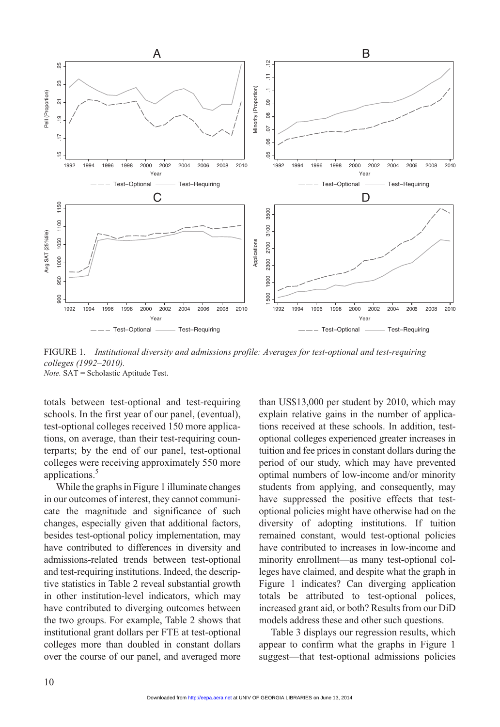FIGURE 1. *Institutional diversity and admissions profile: Averages for test-optional and test-requiring colleges (1992–2010).*
*Note.* SAT = Scholastic Aptitude Test.

totals between test-optional and test-requiring schools. In the first year of our panel, (eventual), test-optional colleges received 150 more applications, on average, than their test-requiring counterparts; by the end of our panel, test-optional colleges were receiving approximately 550 more applications.[5]

While the graphs in Figure 1 illuminate changes in our outcomes of interest, they cannot communicate the magnitude and significance of such changes, especially given that additional factors, besides test-optional policy implementation, may have contributed to differences in diversity and admissions-related trends between test-optional and test-requiring institutions. Indeed, the descriptive statistics in Table 2 reveal substantial growth in other institution-level indicators, which may have contributed to diverging outcomes between the two groups. For example, Table 2 shows that institutional grant dollars per FTE at test-optional colleges more than doubled in constant dollars over the course of our panel, and averaged more than US$13,000 per student by 2010, which may explain relative gains in the number of applications received at these schools. In addition, test-optional colleges experienced greater increases in tuition and fee prices in constant dollars during the period of our study, which may have prevented optimal numbers of low-income and/or minority students from applying, and consequently, may have suppressed the positive effects that test-optional policies might have otherwise had on the diversity of adopting institutions. If tuition remained constant, would test-optional policies have contributed to increases in low-income and minority enrollment—as many test-optional colleges have claimed, and despite what the graph in Figure 1 indicates? Can diverging application totals be attributed to test-optional polices, increased grant aid, or both? Results from our DiD models address these and other such questions.

Table 3 displays our regression results, which appear to confirm what the graphs in Figure 1 suggest—that test-optional admissions policies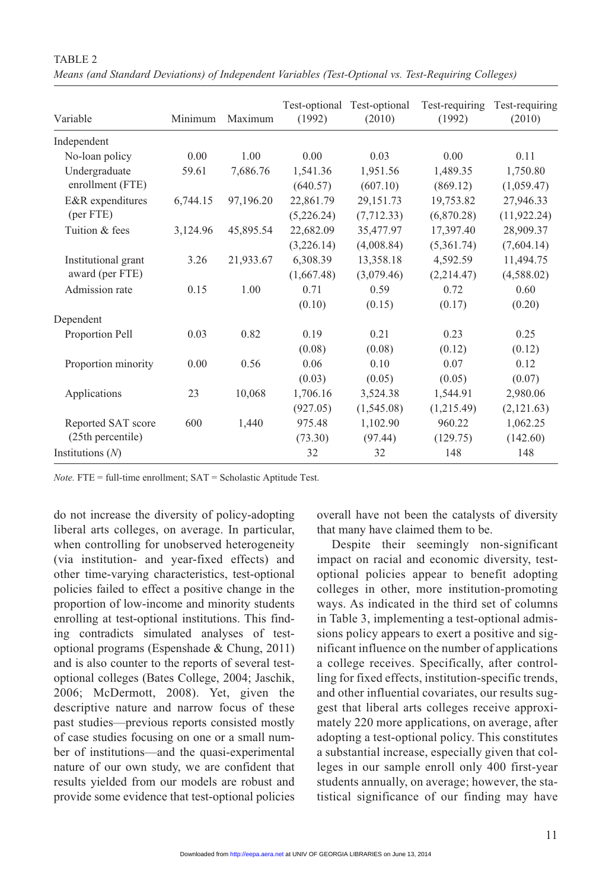TABLE 2
*Means (and Standard Deviations) of Independent Variables (Test-Optional vs. Test-Requiring Colleges)*

| Variable | Minimum | Maximum | Test-optional (1992) | Test-optional (2010) | Test-requiring (1992) | Test-requiring (2010) |
|---|---|---|---|---|---|---|
| Independent | | | | | | |
| No-loan policy | 0.00 | 1.00 | 0.00 | 0.03 | 0.00 | 0.11 |
| Undergraduate enrollment (FTE) | 59.61 | 7,686.76 | 1,541.36 | 1,951.56 | 1,489.35 | 1,750.80 |
| | | | (640.57) | (607.10) | (869.12) | (1,059.47) |
| E&R expenditures (per FTE) | 6,744.15 | 97,196.20 | 22,861.79 | 29,151.73 | 19,753.82 | 27,946.33 |
| | | | (5,226.24) | (7,712.33) | (6,870.28) | (11,922.24) |
| Tuition & fees | 3,124.96 | 45,895.54 | 22,682.09 | 35,477.97 | 17,397.40 | 28,909.37 |
| | | | (3,226.14) | (4,008.84) | (5,361.74) | (7,604.14) |
| Institutional grant award (per FTE) | 3.26 | 21,933.67 | 6,308.39 | 13,358.18 | 4,592.59 | 11,494.75 |
| | | | (1,667.48) | (3,079.46) | (2,214.47) | (4,588.02) |
| Admission rate | 0.15 | 1.00 | 0.71 | 0.59 | 0.72 | 0.60 |
| | | | (0.10) | (0.15) | (0.17) | (0.20) |
| Dependent | | | | | | |
| Proportion Pell | 0.03 | 0.82 | 0.19 | 0.21 | 0.23 | 0.25 |
| | | | (0.08) | (0.08) | (0.12) | (0.12) |
| Proportion minority | 0.00 | 0.56 | 0.06 | 0.10 | 0.07 | 0.12 |
| | | | (0.03) | (0.05) | (0.05) | (0.07) |
| Applications | 23 | 10,068 | 1,706.16 | 3,524.38 | 1,544.91 | 2,980.06 |
| | | | (927.05) | (1,545.08) | (1,215.49) | (2,121.63) |
| Reported SAT score (25th percentile) | 600 | 1,440 | 975.48 | 1,102.90 | 960.22 | 1,062.25 |
| | | | (73.30) | (97.44) | (129.75) | (142.60) |
| Institutions (*N*) | | | 32 | 32 | 148 | 148 |

*Note.* FTE = full-time enrollment; SAT = Scholastic Aptitude Test.

do not increase the diversity of policy-adopting liberal arts colleges, on average. In particular, when controlling for unobserved heterogeneity (via institution- and year-fixed effects) and other time-varying characteristics, test-optional policies failed to effect a positive change in the proportion of low-income and minority students enrolling at test-optional institutions. This finding contradicts simulated analyses of test-optional programs (Espenshade & Chung, 2011) and is also counter to the reports of several test-optional colleges (Bates College, 2004; Jaschik, 2006; McDermott, 2008). Yet, given the descriptive nature and narrow focus of these past studies—previous reports consisted mostly of case studies focusing on one or a small number of institutions—and the quasi-experimental nature of our own study, we are confident that results yielded from our models are robust and provide some evidence that test-optional policies overall have not been the catalysts of diversity that many have claimed them to be.

Despite their seemingly non-significant impact on racial and economic diversity, test-optional policies appear to benefit adopting colleges in other, more institution-promoting ways. As indicated in the third set of columns in Table 3, implementing a test-optional admissions policy appears to exert a positive and significant influence on the number of applications a college receives. Specifically, after controlling for fixed effects, institution-specific trends, and other influential covariates, our results suggest that liberal arts colleges receive approximately 220 more applications, on average, after adopting a test-optional policy. This constitutes a substantial increase, especially given that colleges in our sample enroll only 400 first-year students annually, on average; however, the statistical significance of our finding may have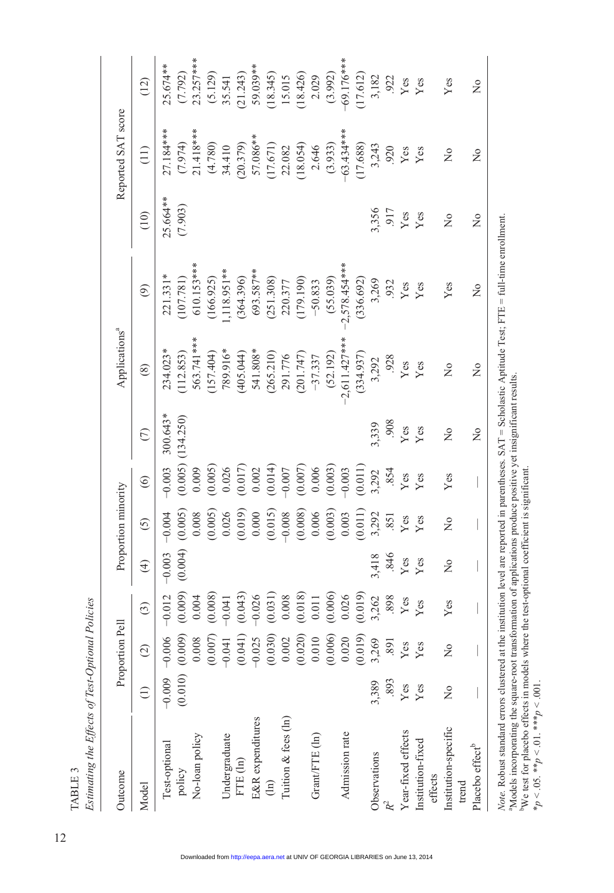TABLE 3

*Estimating the Effects of Test-Optional Policies*

| Outcome | Proportion Pell | | | Proportion minority | | | Applications[a] | | | Reported SAT score | | |
|---|---|---|---|---|---|---|---|---|---|---|---|---|
| Model | (1) | (2) | (3) | (4) | (5) | (6) | (7) | (8) | (9) | (10) | (11) | (12) |
| Test-optional policy | −0.009 | −0.006 | −0.012 | −0.003 | −0.004 | −0.003 | 300.643* | 234.023* | 221.331* | 25.664** | 27.184*** | 25.674** |
| | (0.010) | (0.009) | (0.009) | (0.004) | (0.005) | (0.005) | (134.250) | (112.853) | (107.781) | (7.903) | (7.974) | (7.792) |
| No-loan policy | | 0.008 | 0.004 | | 0.008 | 0.009 | | 563.741*** | 610.153*** | | 21.418*** | 23.257*** |
| | | (0.007) | (0.008) | | (0.005) | (0.005) | | (157.404) | (166.925) | | (4.780) | (5.129) |
| Undergraduate FTE (ln) | | −0.041 | −0.041 | | 0.026 | 0.026 | | 789.916* | 1,118.951** | | 34.410 | 35.541 |
| | | (0.041) | (0.043) | | (0.019) | (0.017) | | (405.044) | (364.396) | | (20.379) | (21.243) |
| E&R expenditures (ln) | | −0.025 | −0.026 | | 0.000 | 0.002 | | 541.808* | 693.587** | | 57.086** | 59.039** |
| | | (0.030) | (0.031) | | (0.015) | (0.014) | | (265.210) | (251.308) | | (17.671) | (18.345) |
| Tuition & fees (ln) | | 0.002 | 0.008 | | −0.008 | −0.007 | | 291.776 | 220.377 | | 22.082 | 15.015 |
| | | (0.020) | (0.018) | | (0.008) | (0.007) | | (201.747) | (179.190) | | (18.054) | (18.426) |
| Grant/FTE (ln) | | 0.010 | 0.011 | | 0.006 | 0.006 | | −37.337 | −50.833 | | 2.646 | 2.029 |
| | | (0.006) | (0.006) | | (0.003) | (0.003) | | (52.192) | (55.039) | | (3.933) | (3.992) |
| Admission rate | | 0.020 | 0.026 | | 0.003 | −0.003 | | −2,611.427*** | −2,578.454*** | | −63.434*** | −69.176*** |
| | | (0.019) | (0.019) | | (0.011) | (0.011) | | (334.937) | (336.692) | | (17.688) | (17.612) |
| Observations | 3,389 | 3,269 | 3,262 | 3,418 | 3,292 | 3,292 | 3,339 | 3,292 | 3,269 | 3,356 | 3,243 | 3,182 |
| $R^2$ | .893 | .891 | .898 | .846 | .851 | .854 | .908 | .928 | .932 | .917 | .920 | .922 |
| Year-fixed effects | Yes | Yes | Yes | Yes | Yes | Yes | Yes | Yes | Yes | Yes | Yes | Yes |
| Institution-fixed effects | Yes | Yes | Yes | Yes | Yes | Yes | Yes | Yes | Yes | Yes | Yes | Yes |
| Institution-specific trend | No | No | Yes | No | No | Yes | No | No | Yes | No | No | Yes |
| Placebo effect[b] | — | — | — | — | — | — | No | No | No | No | No | No |

*Note.* Robust standard errors clustered at the institution level are reported in parentheses. SAT = Scholastic Aptitude Test; FTE = full-time enrollment.
[a]Models incorporating the square-root transformation of applications produce positive yet insignificant results.
[b]We test for placebo effects in models where the test-optional coefficient is significant.
*$p < .05$. **$p < .01$. ***$p < .001$.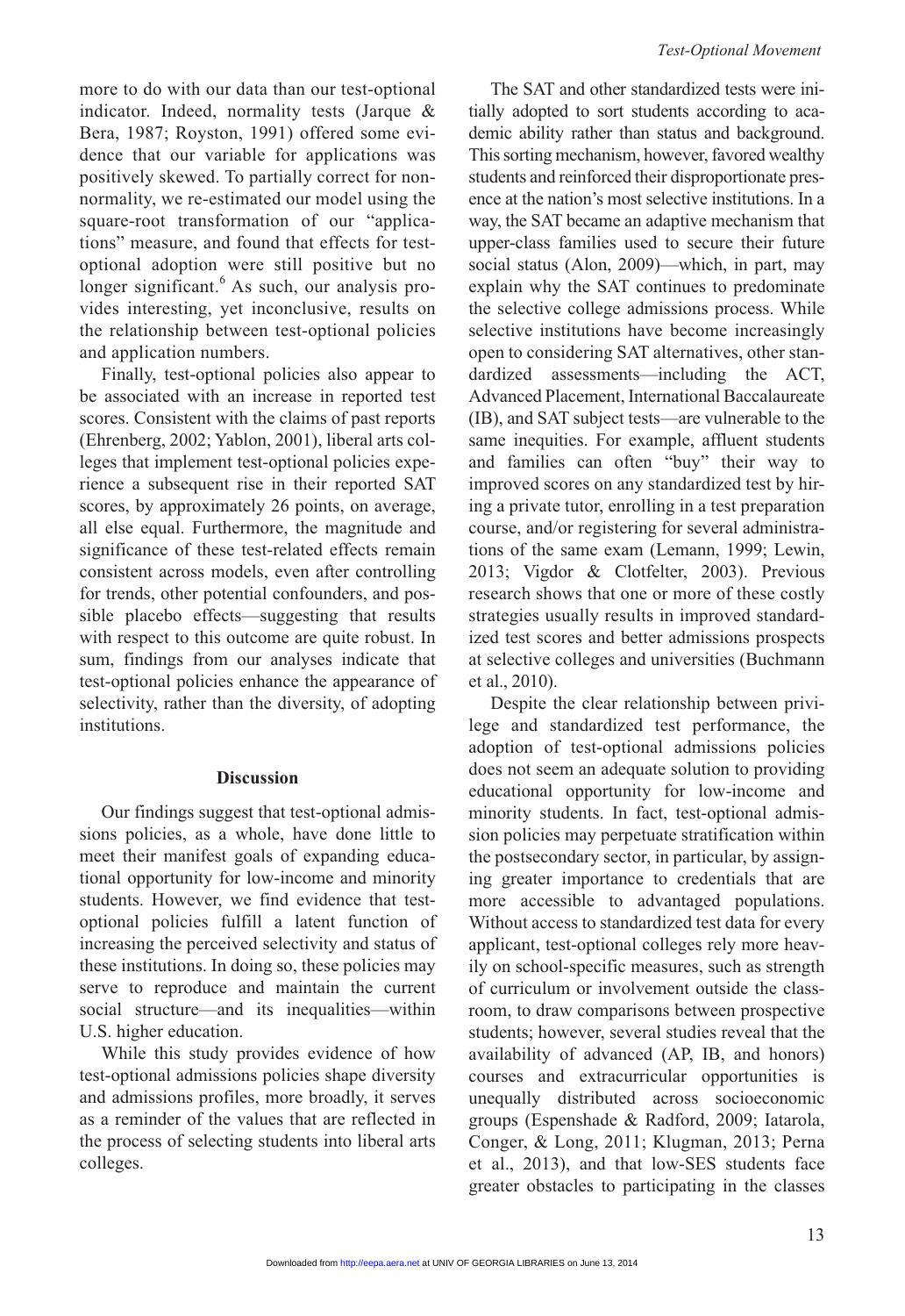more to do with our data than our test-optional indicator. Indeed, normality tests (Jarque & Bera, 1987; Royston, 1991) offered some evidence that our variable for applications was positively skewed. To partially correct for nonnormality, we re-estimated our model using the square-root transformation of our "applications" measure, and found that effects for test-optional adoption were still positive but no longer significant.[6] As such, our analysis provides interesting, yet inconclusive, results on the relationship between test-optional policies and application numbers.

Finally, test-optional policies also appear to be associated with an increase in reported test scores. Consistent with the claims of past reports (Ehrenberg, 2002; Yablon, 2001), liberal arts colleges that implement test-optional policies experience a subsequent rise in their reported SAT scores, by approximately 26 points, on average, all else equal. Furthermore, the magnitude and significance of these test-related effects remain consistent across models, even after controlling for trends, other potential confounders, and possible placebo effects—suggesting that results with respect to this outcome are quite robust. In sum, findings from our analyses indicate that test-optional policies enhance the appearance of selectivity, rather than the diversity, of adopting institutions.

## Discussion

Our findings suggest that test-optional admissions policies, as a whole, have done little to meet their manifest goals of expanding educational opportunity for low-income and minority students. However, we find evidence that test-optional policies fulfill a latent function of increasing the perceived selectivity and status of these institutions. In doing so, these policies may serve to reproduce and maintain the current social structure—and its inequalities—within U.S. higher education.

While this study provides evidence of how test-optional admissions policies shape diversity and admissions profiles, more broadly, it serves as a reminder of the values that are reflected in the process of selecting students into liberal arts colleges.

The SAT and other standardized tests were initially adopted to sort students according to academic ability rather than status and background. This sorting mechanism, however, favored wealthy students and reinforced their disproportionate presence at the nation's most selective institutions. In a way, the SAT became an adaptive mechanism that upper-class families used to secure their future social status (Alon, 2009)—which, in part, may explain why the SAT continues to predominate the selective college admissions process. While selective institutions have become increasingly open to considering SAT alternatives, other standardized assessments—including the ACT, Advanced Placement, International Baccalaureate (IB), and SAT subject tests—are vulnerable to the same inequities. For example, affluent students and families can often "buy" their way to improved scores on any standardized test by hiring a private tutor, enrolling in a test preparation course, and/or registering for several administrations of the same exam (Lemann, 1999; Lewin, 2013; Vigdor & Clotfelter, 2003). Previous research shows that one or more of these costly strategies usually results in improved standardized test scores and better admissions prospects at selective colleges and universities (Buchmann et al., 2010).

Despite the clear relationship between privilege and standardized test performance, the adoption of test-optional admissions policies does not seem an adequate solution to providing educational opportunity for low-income and minority students. In fact, test-optional admission policies may perpetuate stratification within the postsecondary sector, in particular, by assigning greater importance to credentials that are more accessible to advantaged populations. Without access to standardized test data for every applicant, test-optional colleges rely more heavily on school-specific measures, such as strength of curriculum or involvement outside the classroom, to draw comparisons between prospective students; however, several studies reveal that the availability of advanced (AP, IB, and honors) courses and extracurricular opportunities is unequally distributed across socioeconomic groups (Espenshade & Radford, 2009; Iatarola, Conger, & Long, 2011; Klugman, 2013; Perna et al., 2013), and that low-SES students face greater obstacles to participating in the classes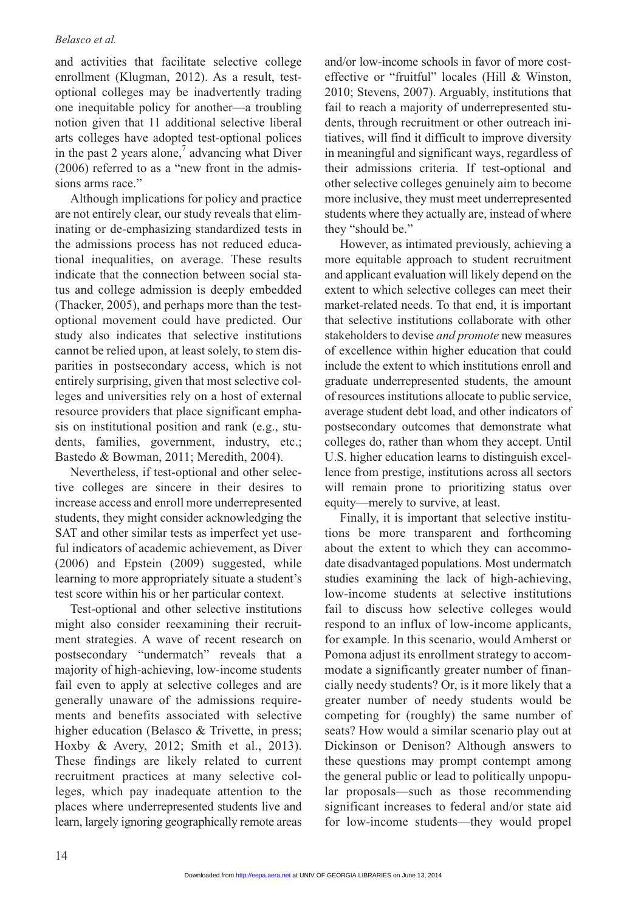and activities that facilitate selective college enrollment (Klugman, 2012). As a result, test-optional colleges may be inadvertently trading one inequitable policy for another—a troubling notion given that 11 additional selective liberal arts colleges have adopted test-optional polices in the past 2 years alone,[7] advancing what Diver (2006) referred to as a "new front in the admissions arms race."

Although implications for policy and practice are not entirely clear, our study reveals that eliminating or de-emphasizing standardized tests in the admissions process has not reduced educational inequalities, on average. These results indicate that the connection between social status and college admission is deeply embedded (Thacker, 2005), and perhaps more than the test-optional movement could have predicted. Our study also indicates that selective institutions cannot be relied upon, at least solely, to stem disparities in postsecondary access, which is not entirely surprising, given that most selective colleges and universities rely on a host of external resource providers that place significant emphasis on institutional position and rank (e.g., students, families, government, industry, etc.; Bastedo & Bowman, 2011; Meredith, 2004).

Nevertheless, if test-optional and other selective colleges are sincere in their desires to increase access and enroll more underrepresented students, they might consider acknowledging the SAT and other similar tests as imperfect yet useful indicators of academic achievement, as Diver (2006) and Epstein (2009) suggested, while learning to more appropriately situate a student's test score within his or her particular context.

Test-optional and other selective institutions might also consider reexamining their recruitment strategies. A wave of recent research on postsecondary "undermatch" reveals that a majority of high-achieving, low-income students fail even to apply at selective colleges and are generally unaware of the admissions requirements and benefits associated with selective higher education (Belasco & Trivette, in press; Hoxby & Avery, 2012; Smith et al., 2013). These findings are likely related to current recruitment practices at many selective colleges, which pay inadequate attention to the places where underrepresented students live and learn, largely ignoring geographically remote areas and/or low-income schools in favor of more cost-effective or "fruitful" locales (Hill & Winston, 2010; Stevens, 2007). Arguably, institutions that fail to reach a majority of underrepresented students, through recruitment or other outreach initiatives, will find it difficult to improve diversity in meaningful and significant ways, regardless of their admissions criteria. If test-optional and other selective colleges genuinely aim to become more inclusive, they must meet underrepresented students where they actually are, instead of where they "should be."

However, as intimated previously, achieving a more equitable approach to student recruitment and applicant evaluation will likely depend on the extent to which selective colleges can meet their market-related needs. To that end, it is important that selective institutions collaborate with other stakeholders to devise *and promote* new measures of excellence within higher education that could include the extent to which institutions enroll and graduate underrepresented students, the amount of resources institutions allocate to public service, average student debt load, and other indicators of postsecondary outcomes that demonstrate what colleges do, rather than whom they accept. Until U.S. higher education learns to distinguish excellence from prestige, institutions across all sectors will remain prone to prioritizing status over equity—merely to survive, at least.

Finally, it is important that selective institutions be more transparent and forthcoming about the extent to which they can accommodate disadvantaged populations. Most undermatch studies examining the lack of high-achieving, low-income students at selective institutions fail to discuss how selective colleges would respond to an influx of low-income applicants, for example. In this scenario, would Amherst or Pomona adjust its enrollment strategy to accommodate a significantly greater number of financially needy students? Or, is it more likely that a greater number of needy students would be competing for (roughly) the same number of seats? How would a similar scenario play out at Dickinson or Denison? Although answers to these questions may prompt contempt among the general public or lead to politically unpopular proposals—such as those recommending significant increases to federal and/or state aid for low-income students—they would propel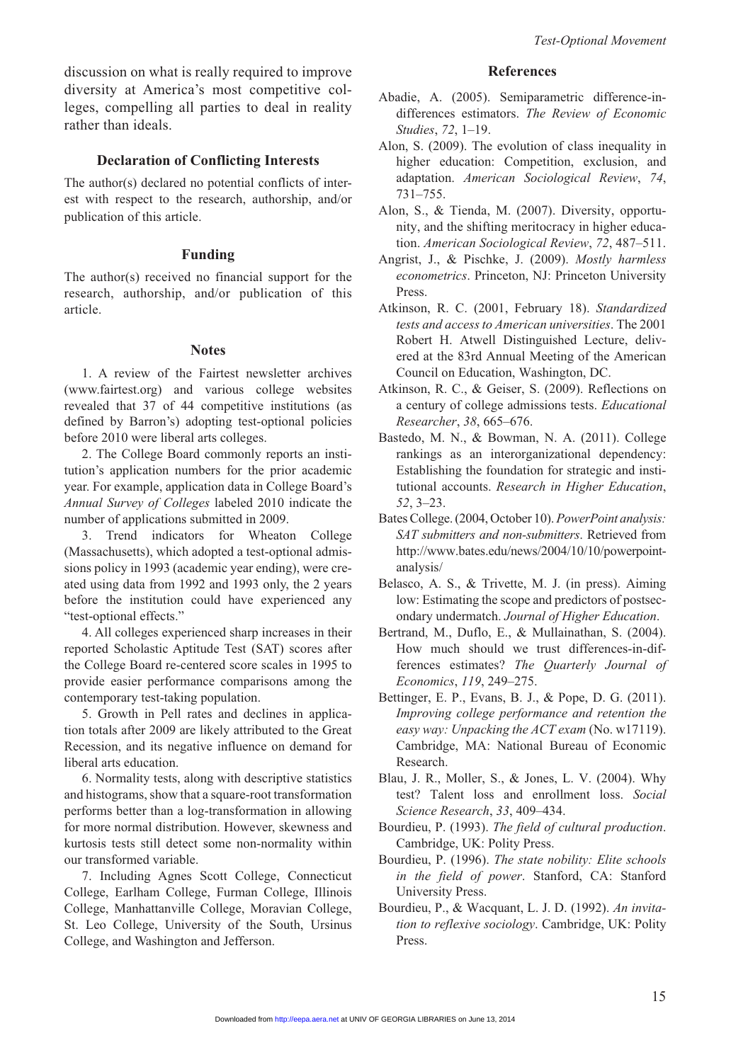discussion on what is really required to improve diversity at America's most competitive colleges, compelling all parties to deal in reality rather than ideals.

### Declaration of Conflicting Interests

The author(s) declared no potential conflicts of interest with respect to the research, authorship, and/or publication of this article.

### Funding

The author(s) received no financial support for the research, authorship, and/or publication of this article.

### Notes

1. A review of the Fairtest newsletter archives (www.fairtest.org) and various college websites revealed that 37 of 44 competitive institutions (as defined by Barron's) adopting test-optional policies before 2010 were liberal arts colleges.

2. The College Board commonly reports an institution's application numbers for the prior academic year. For example, application data in College Board's *Annual Survey of Colleges* labeled 2010 indicate the number of applications submitted in 2009.

3. Trend indicators for Wheaton College (Massachusetts), which adopted a test-optional admissions policy in 1993 (academic year ending), were created using data from 1992 and 1993 only, the 2 years before the institution could have experienced any "test-optional effects."

4. All colleges experienced sharp increases in their reported Scholastic Aptitude Test (SAT) scores after the College Board re-centered score scales in 1995 to provide easier performance comparisons among the contemporary test-taking population.

5. Growth in Pell rates and declines in application totals after 2009 are likely attributed to the Great Recession, and its negative influence on demand for liberal arts education.

6. Normality tests, along with descriptive statistics and histograms, show that a square-root transformation performs better than a log-transformation in allowing for more normal distribution. However, skewness and kurtosis tests still detect some non-normality within our transformed variable.

7. Including Agnes Scott College, Connecticut College, Earlham College, Furman College, Illinois College, Manhattanville College, Moravian College, St. Leo College, University of the South, Ursinus College, and Washington and Jefferson.

### References

Abadie, A. (2005). Semiparametric difference-in-differences estimators. *The Review of Economic Studies*, *72*, 1–19.

Alon, S. (2009). The evolution of class inequality in higher education: Competition, exclusion, and adaptation. *American Sociological Review*, *74*, 731–755.

Alon, S., & Tienda, M. (2007). Diversity, opportunity, and the shifting meritocracy in higher education. *American Sociological Review*, *72*, 487–511.

Angrist, J., & Pischke, J. (2009). *Mostly harmless econometrics*. Princeton, NJ: Princeton University Press.

Atkinson, R. C. (2001, February 18). *Standardized tests and access to American universities*. The 2001 Robert H. Atwell Distinguished Lecture, delivered at the 83rd Annual Meeting of the American Council on Education, Washington, DC.

Atkinson, R. C., & Geiser, S. (2009). Reflections on a century of college admissions tests. *Educational Researcher*, *38*, 665–676.

Bastedo, M. N., & Bowman, N. A. (2011). College rankings as an interorganizational dependency: Establishing the foundation for strategic and institutional accounts. *Research in Higher Education*, *52*, 3–23.

Bates College. (2004, October 10). *PowerPoint analysis: SAT submitters and non-submitters*. Retrieved from http://www.bates.edu/news/2004/10/10/powerpoint-analysis/

Belasco, A. S., & Trivette, M. J. (in press). Aiming low: Estimating the scope and predictors of postsecondary undermatch. *Journal of Higher Education*.

Bertrand, M., Duflo, E., & Mullainathan, S. (2004). How much should we trust differences-in-differences estimates? *The Quarterly Journal of Economics*, *119*, 249–275.

Bettinger, E. P., Evans, B. J., & Pope, D. G. (2011). *Improving college performance and retention the easy way: Unpacking the ACT exam* (No. w17119). Cambridge, MA: National Bureau of Economic Research.

Blau, J. R., Moller, S., & Jones, L. V. (2004). Why test? Talent loss and enrollment loss. *Social Science Research*, *33*, 409–434.

Bourdieu, P. (1993). *The field of cultural production*. Cambridge, UK: Polity Press.

Bourdieu, P. (1996). *The state nobility: Elite schools in the field of power*. Stanford, CA: Stanford University Press.

Bourdieu, P., & Wacquant, L. J. D. (1992). *An invitation to reflexive sociology*. Cambridge, UK: Polity Press.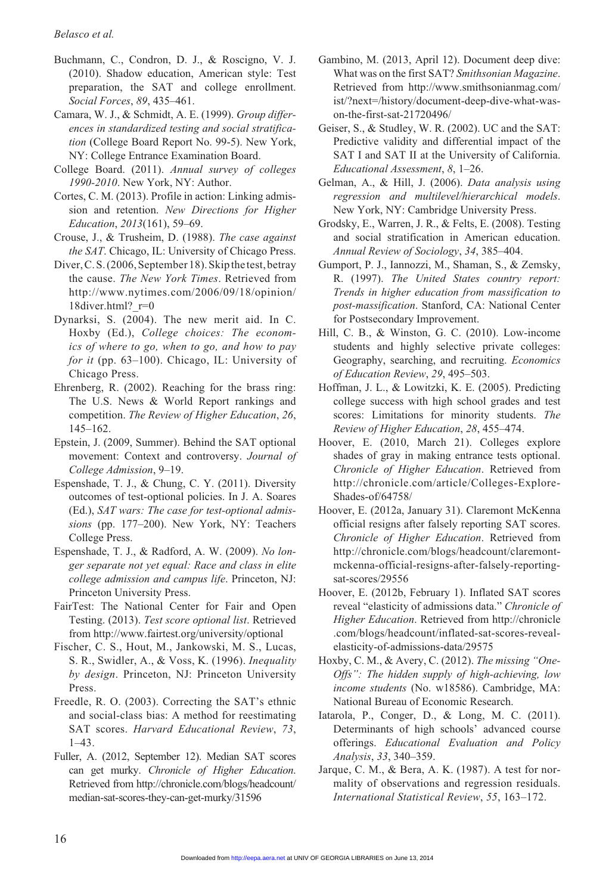Buchmann, C., Condron, D. J., & Roscigno, V. J. (2010). Shadow education, American style: Test preparation, the SAT and college enrollment. *Social Forces*, *89*, 435–461.

Camara, W. J., & Schmidt, A. E. (1999). *Group differences in standardized testing and social stratification* (College Board Report No. 99-5). New York, NY: College Entrance Examination Board.

College Board. (2011). *Annual survey of colleges 1990-2010*. New York, NY: Author.

Cortes, C. M. (2013). Profile in action: Linking admission and retention. *New Directions for Higher Education*, *2013*(161), 59–69.

Crouse, J., & Trusheim, D. (1988). *The case against the SAT*. Chicago, IL: University of Chicago Press.

Diver, C. S. (2006, September 18). Skip the test, betray the cause. *The New York Times*. Retrieved from http://www.nytimes.com/2006/09/18/opinion/18diver.html?_r=0

Dynarksi, S. (2004). The new merit aid. In C. Hoxby (Ed.), *College choices: The economics of where to go, when to go, and how to pay for it* (pp. 63–100). Chicago, IL: University of Chicago Press.

Ehrenberg, R. (2002). Reaching for the brass ring: The U.S. News & World Report rankings and competition. *The Review of Higher Education*, *26*, 145–162.

Epstein, J. (2009, Summer). Behind the SAT optional movement: Context and controversy. *Journal of College Admission*, 9–19.

Espenshade, T. J., & Chung, C. Y. (2011). Diversity outcomes of test-optional policies. In J. A. Soares (Ed.), *SAT wars: The case for test-optional admissions* (pp. 177–200). New York, NY: Teachers College Press.

Espenshade, T. J., & Radford, A. W. (2009). *No longer separate not yet equal: Race and class in elite college admission and campus life*. Princeton, NJ: Princeton University Press.

FairTest: The National Center for Fair and Open Testing. (2013). *Test score optional list*. Retrieved from http://www.fairtest.org/university/optional

Fischer, C. S., Hout, M., Jankowski, M. S., Lucas, S. R., Swidler, A., & Voss, K. (1996). *Inequality by design*. Princeton, NJ: Princeton University Press.

Freedle, R. O. (2003). Correcting the SAT's ethnic and social-class bias: A method for reestimating SAT scores. *Harvard Educational Review*, *73*, 1–43.

Fuller, A. (2012, September 12). Median SAT scores can get murky. *Chronicle of Higher Education*. Retrieved from http://chronicle.com/blogs/headcount/median-sat-scores-they-can-get-murky/31596

Gambino, M. (2013, April 12). Document deep dive: What was on the first SAT? *Smithsonian Magazine*. Retrieved from http://www.smithsonianmag.com/ist/?next=/history/document-deep-dive-whatwas-on-the-first-sat-21720496/

Geiser, S., & Studley, W. R. (2002). UC and the SAT: Predictive validity and differential impact of the SAT I and SAT II at the University of California. *Educational Assessment*, *8*, 1–26.

Gelman, A., & Hill, J. (2006). *Data analysis using regression and multilevel/hierarchical models*. New York, NY: Cambridge University Press.

Grodsky, E., Warren, J. R., & Felts, E. (2008). Testing and social stratification in American education. *Annual Review of Sociology*, *34*, 385–404.

Gumport, P. J., Iannozzi, M., Shaman, S., & Zemsky, R. (1997). *The United States country report: Trends in higher education from massification to post-massification*. Stanford, CA: National Center for Postsecondary Improvement.

Hill, C. B., & Winston, G. C. (2010). Low-income students and highly selective private colleges: Geography, searching, and recruiting. *Economics of Education Review*, *29*, 495–503.

Hoffman, J. L., & Lowitzki, K. E. (2005). Predicting college success with high school grades and test scores: Limitations for minority students. *The Review of Higher Education*, *28*, 455–474.

Hoover, E. (2010, March 21). Colleges explore shades of gray in making entrance tests optional. *Chronicle of Higher Education*. Retrieved from http://chronicle.com/article/Colleges-Explore-Shades-of/64758/

Hoover, E. (2012a, January 31). Claremont McKenna official resigns after falsely reporting SAT scores. *Chronicle of Higher Education*. Retrieved from http://chronicle.com/blogs/headcount/claremont-mckenna-official-resigns-after-falsely-reporting-sat-scores/29556

Hoover, E. (2012b, February 1). Inflated SAT scores reveal "elasticity of admissions data." *Chronicle of Higher Education*. Retrieved from http://chronicle.com/blogs/headcount/inflated-sat-scores-reveal-elasticity-of-admissions-data/29575

Hoxby, C. M., & Avery, C. (2012). *The missing "One-Offs": The hidden supply of high-achieving, low income students* (No. w18586). Cambridge, MA: National Bureau of Economic Research.

Iatarola, P., Conger, D., & Long, M. C. (2011). Determinants of high schools' advanced course offerings. *Educational Evaluation and Policy Analysis*, *33*, 340–359.

Jarque, C. M., & Bera, A. K. (1987). A test for normality of observations and regression residuals. *International Statistical Review*, *55*, 163–172.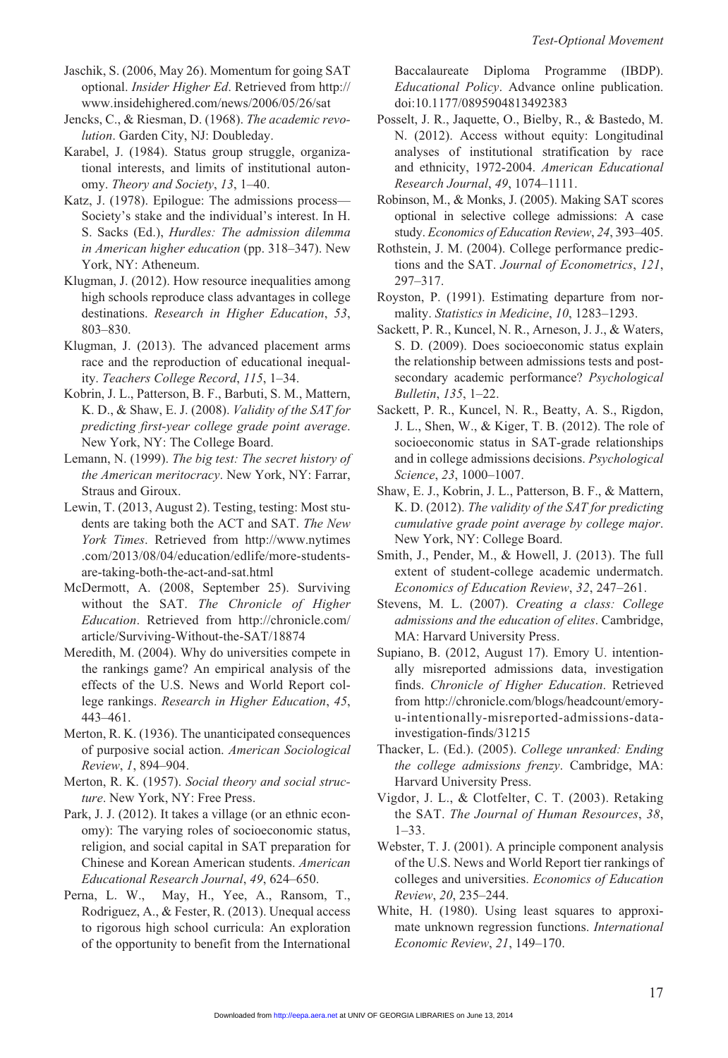Jaschik, S. (2006, May 26). Momentum for going SAT optional. *Insider Higher Ed*. Retrieved from http://www.insidehighered.com/news/2006/05/26/sat

Jencks, C., & Riesman, D. (1968). *The academic revolution*. Garden City, NJ: Doubleday.

Karabel, J. (1984). Status group struggle, organizational interests, and limits of institutional autonomy. *Theory and Society*, *13*, 1–40.

Katz, J. (1978). Epilogue: The admissions process—Society's stake and the individual's interest. In H. S. Sacks (Ed.), *Hurdles: The admission dilemma in American higher education* (pp. 318–347). New York, NY: Atheneum.

Klugman, J. (2012). How resource inequalities among high schools reproduce class advantages in college destinations. *Research in Higher Education*, *53*, 803–830.

Klugman, J. (2013). The advanced placement arms race and the reproduction of educational inequality. *Teachers College Record*, *115*, 1–34.

Kobrin, J. L., Patterson, B. F., Barbuti, S. M., Mattern, K. D., & Shaw, E. J. (2008). *Validity of the SAT for predicting first-year college grade point average*. New York, NY: The College Board.

Lemann, N. (1999). *The big test: The secret history of the American meritocracy*. New York, NY: Farrar, Straus and Giroux.

Lewin, T. (2013, August 2). Testing, testing: Most students are taking both the ACT and SAT. *The New York Times*. Retrieved from http://www.nytimes.com/2013/08/04/education/edlife/more-students-are-taking-both-the-act-and-sat.html

McDermott, A. (2008, September 25). Surviving without the SAT. *The Chronicle of Higher Education*. Retrieved from http://chronicle.com/article/Surviving-Without-the-SAT/18874

Meredith, M. (2004). Why do universities compete in the rankings game? An empirical analysis of the effects of the U.S. News and World Report college rankings. *Research in Higher Education*, *45*, 443–461.

Merton, R. K. (1936). The unanticipated consequences of purposive social action. *American Sociological Review*, *1*, 894–904.

Merton, R. K. (1957). *Social theory and social structure*. New York, NY: Free Press.

Park, J. J. (2012). It takes a village (or an ethnic economy): The varying roles of socioeconomic status, religion, and social capital in SAT preparation for Chinese and Korean American students. *American Educational Research Journal*, *49*, 624–650.

Perna, L. W., May, H., Yee, A., Ransom, T., Rodriguez, A., & Fester, R. (2013). Unequal access to rigorous high school curricula: An exploration of the opportunity to benefit from the International Baccalaureate Diploma Programme (IBDP). *Educational Policy*. Advance online publication. doi:10.1177/0895904813492383

Posselt, J. R., Jaquette, O., Bielby, R., & Bastedo, M. N. (2012). Access without equity: Longitudinal analyses of institutional stratification by race and ethnicity, 1972-2004. *American Educational Research Journal*, *49*, 1074–1111.

Robinson, M., & Monks, J. (2005). Making SAT scores optional in selective college admissions: A case study. *Economics of Education Review*, *24*, 393–405.

Rothstein, J. M. (2004). College performance predictions and the SAT. *Journal of Econometrics*, *121*, 297–317.

Royston, P. (1991). Estimating departure from normality. *Statistics in Medicine*, *10*, 1283–1293.

Sackett, P. R., Kuncel, N. R., Arneson, J. J., & Waters, S. D. (2009). Does socioeconomic status explain the relationship between admissions tests and post-secondary academic performance? *Psychological Bulletin*, *135*, 1–22.

Sackett, P. R., Kuncel, N. R., Beatty, A. S., Rigdon, J. L., Shen, W., & Kiger, T. B. (2012). The role of socioeconomic status in SAT-grade relationships and in college admissions decisions. *Psychological Science*, *23*, 1000–1007.

Shaw, E. J., Kobrin, J. L., Patterson, B. F., & Mattern, K. D. (2012). *The validity of the SAT for predicting cumulative grade point average by college major*. New York, NY: College Board.

Smith, J., Pender, M., & Howell, J. (2013). The full extent of student-college academic undermatch. *Economics of Education Review*, *32*, 247–261.

Stevens, M. L. (2007). *Creating a class: College admissions and the education of elites*. Cambridge, MA: Harvard University Press.

Supiano, B. (2012, August 17). Emory U. intentionally misreported admissions data, investigation finds. *Chronicle of Higher Education*. Retrieved from http://chronicle.com/blogs/headcount/emory-u-intentionally-misreported-admissions-data-investigation-finds/31215

Thacker, L. (Ed.). (2005). *College unranked: Ending the college admissions frenzy*. Cambridge, MA: Harvard University Press.

Vigdor, J. L., & Clotfelter, C. T. (2003). Retaking the SAT. *The Journal of Human Resources*, *38*, 1–33.

Webster, T. J. (2001). A principle component analysis of the U.S. News and World Report tier rankings of colleges and universities. *Economics of Education Review*, *20*, 235–244.

White, H. (1980). Using least squares to approximate unknown regression functions. *International Economic Review*, *21*, 149–170.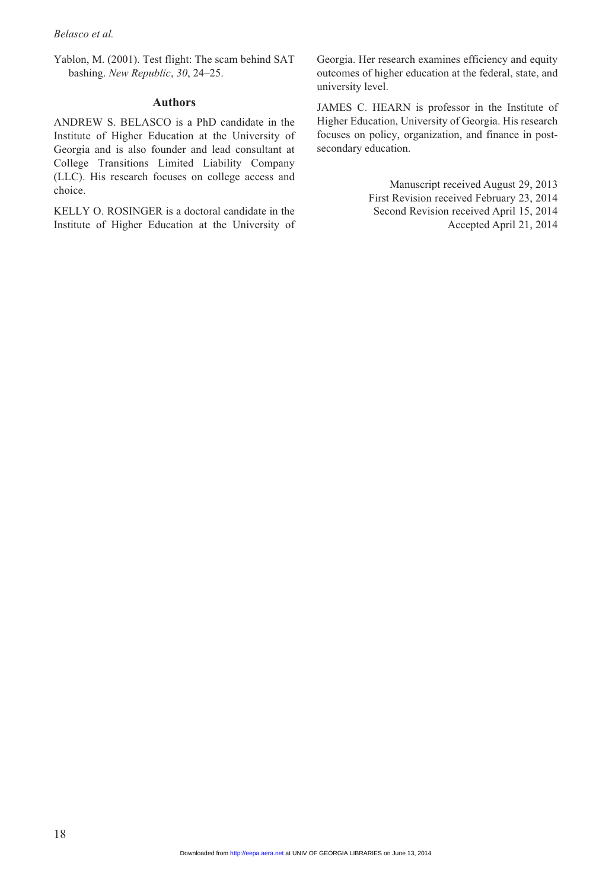Yablon, M. (2001). Test flight: The scam behind SAT bashing. *New Republic*, *30*, 24–25.

## Authors

ANDREW S. BELASCO is a PhD candidate in the Institute of Higher Education at the University of Georgia and is also founder and lead consultant at College Transitions Limited Liability Company (LLC). His research focuses on college access and choice.

KELLY O. ROSINGER is a doctoral candidate in the Institute of Higher Education at the University of Georgia. Her research examines efficiency and equity outcomes of higher education at the federal, state, and university level.

JAMES C. HEARN is professor in the Institute of Higher Education, University of Georgia. His research focuses on policy, organization, and finance in postsecondary education.

Manuscript received August 29, 2013
First Revision received February 23, 2014
Second Revision received April 15, 2014
Accepted April 21, 2014